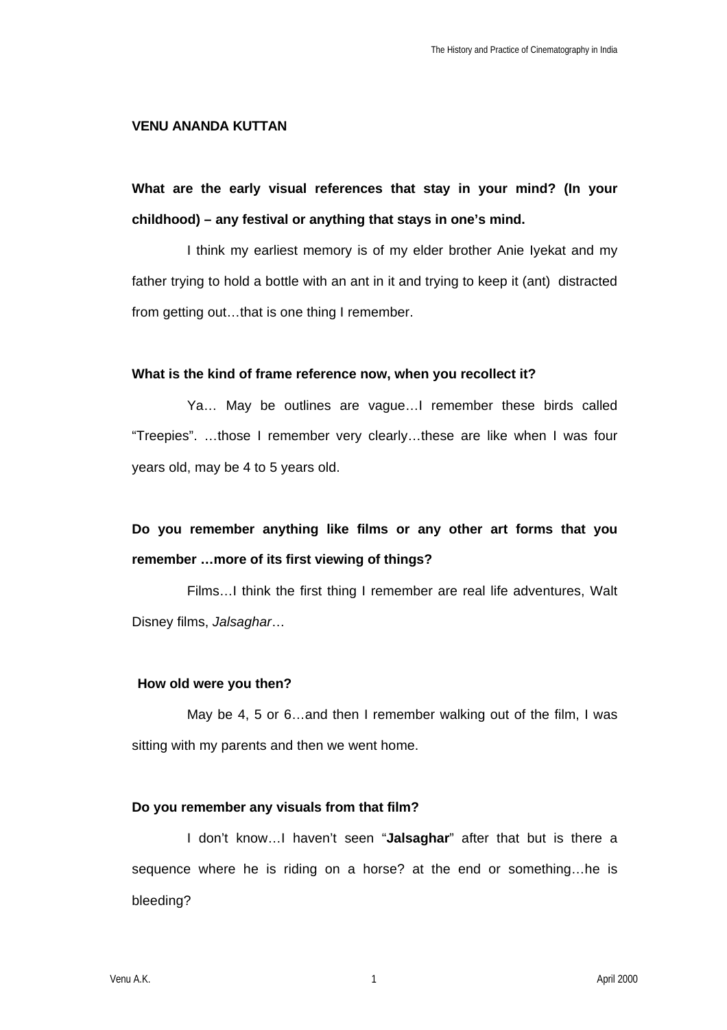**VENU ANANDA KUTTAN**

**What are the early visual references that stay in your mind? (In your childhood) – any festival or anything that stays in one's mind.**

I think my earliest memory is of my elder brother Anie Iyekat and my father trying to hold a bottle with an ant in it and trying to keep it (ant) distracted from getting out…that is one thing I remember.

**What is the kind of frame reference now, when you recollect it?**

Ya… May be outlines are vague…I remember these birds called "Treepies". …those I remember very clearly…these are like when I was four years old, may be 4 to 5 years old.

**Do you remember anything like films or any other art forms that you remember …more of its first viewing of things?**

Films…I think the first thing I remember are real life adventures, Walt Disney films, *Jalsaghar*…

**How old were you then?**

May be 4, 5 or 6…and then I remember walking out of the film, I was sitting with my parents and then we went home.

**Do you remember any visuals from that film?**

I don't know…I haven't seen "**Jalsaghar**" after that but is there a sequence where he is riding on a horse? at the end or something…he is bleeding?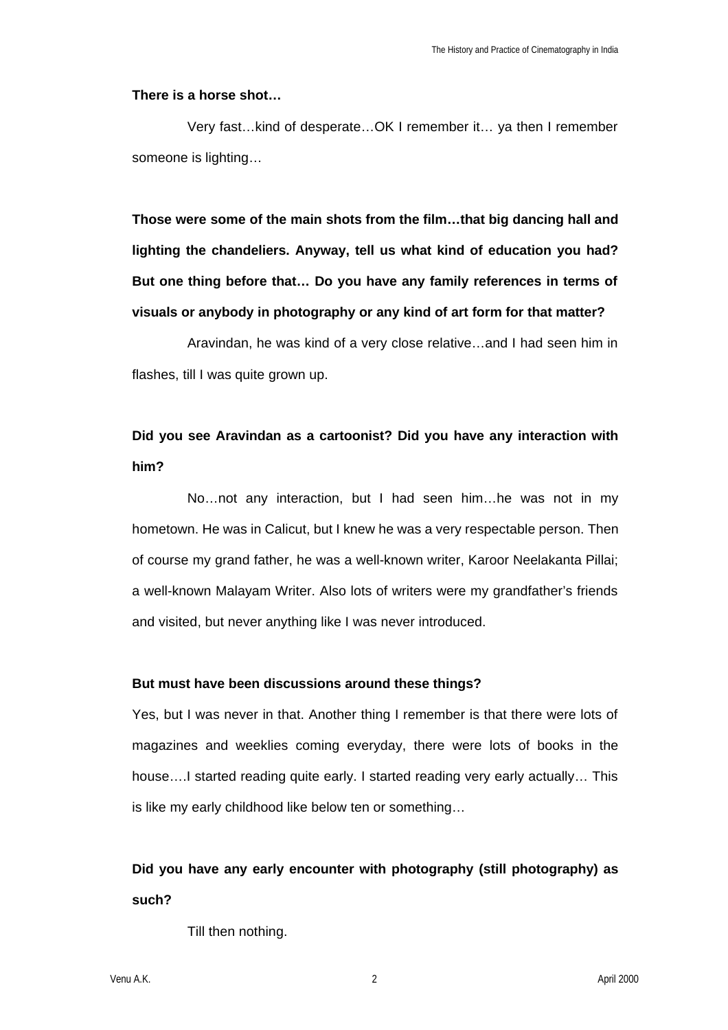**There is a horse shot…**

Very fast…kind of desperate…OK I remember it… ya then I remember someone is lighting…

**Those were some of the main shots from the film…that big dancing hall and lighting the chandeliers. Anyway, tell us what kind of education you had? But one thing before that… Do you have any family references in terms of visuals or anybody in photography or any kind of art form for that matter?**

Aravindan, he was kind of a very close relative…and I had seen him in flashes, till I was quite grown up.

**Did you see Aravindan as a cartoonist? Did you have any interaction with him?**

No…not any interaction, but I had seen him…he was not in my hometown. He was in Calicut, but I knew he was a very respectable person. Then of course my grand father, he was a well-known writer, Karoor Neelakanta Pillai; a well-known Malayam Writer. Also lots of writers were my grandfather's friends and visited, but never anything like I was never introduced.

**But must have been discussions around these things?**

Yes, but I was never in that. Another thing I remember is that there were lots of magazines and weeklies coming everyday, there were lots of books in the house….I started reading quite early. I started reading very early actually… This is like my early childhood like below ten or something…

**Did you have any early encounter with photography (still photography) as such?**

Till then nothing.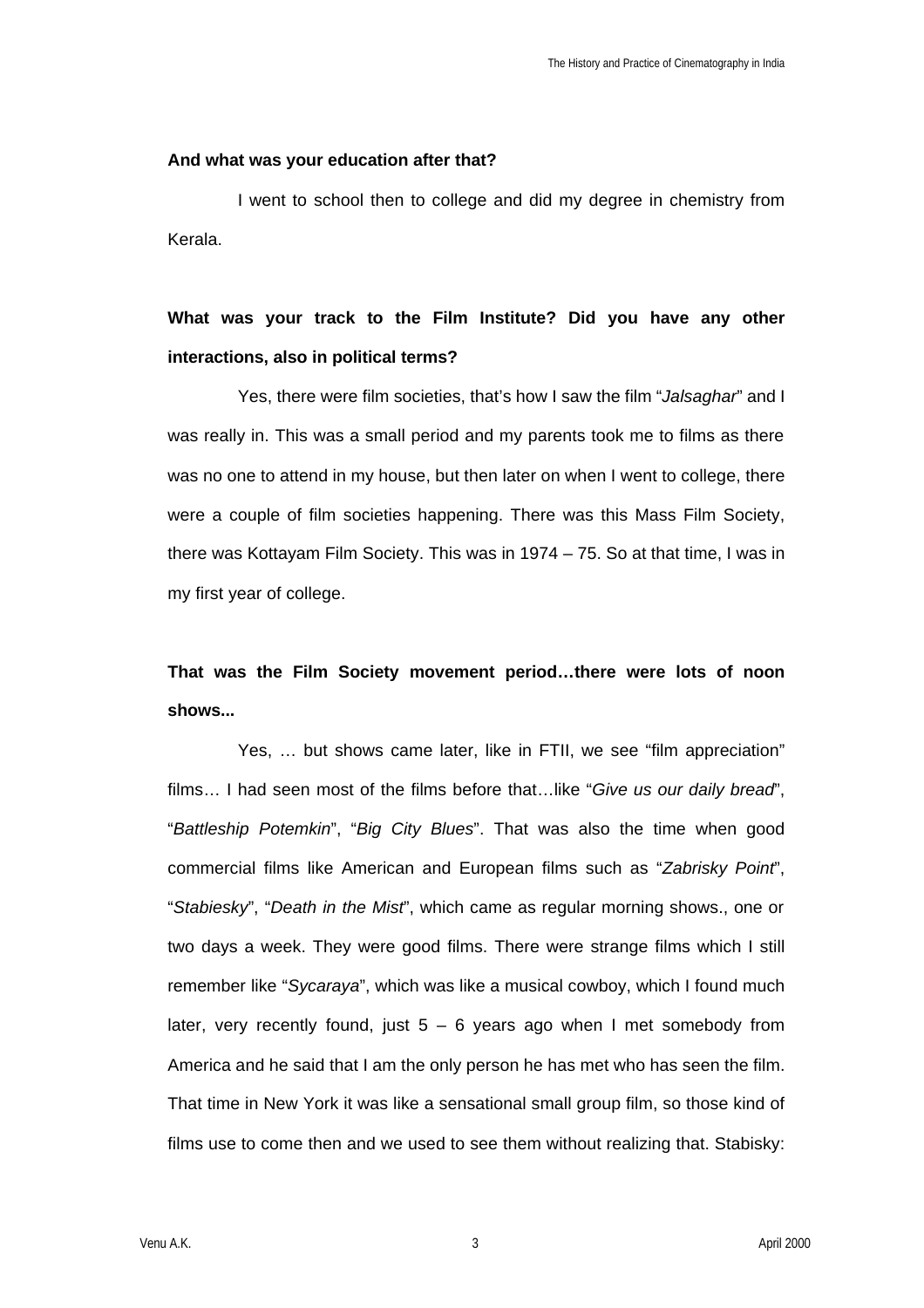**And what was your education after that?**

I went to school then to college and did my degree in chemistry from Kerala.

**What was your track to the Film Institute? Did you have any other interactions, also in political terms?**

Yes, there were film societies, that's how I saw the film "*Jalsaghar*" and I was really in. This was a small period and my parents took me to films as there was no one to attend in my house, but then later on when I went to college, there were a couple of film societies happening. There was this Mass Film Society, there was Kottayam Film Society. This was in 1974 – 75. So at that time, I was in my first year of college.

**That was the Film Society movement period…there were lots of noon shows...**

Yes, … but shows came later, like in FTII, we see "film appreciation" films… I had seen most of the films before that…like "*Give us our daily bread*", "*Battleship Potemkin*", "*Big City Blues*". That was also the time when good commercial films like American and European films such as "*Zabrisky Point*", "*Stabiesky*", "*Death in the Mist*", which came as regular morning shows., one or two days a week. They were good films. There were strange films which I still remember like "*Sycaraya*", which was like a musical cowboy, which I found much later, very recently found, just 5 – 6 years ago when I met somebody from America and he said that I am the only person he has met who has seen the film. That time in New York it was like a sensational small group film, so those kind of films use to come then and we used to see them without realizing that. Stabisky: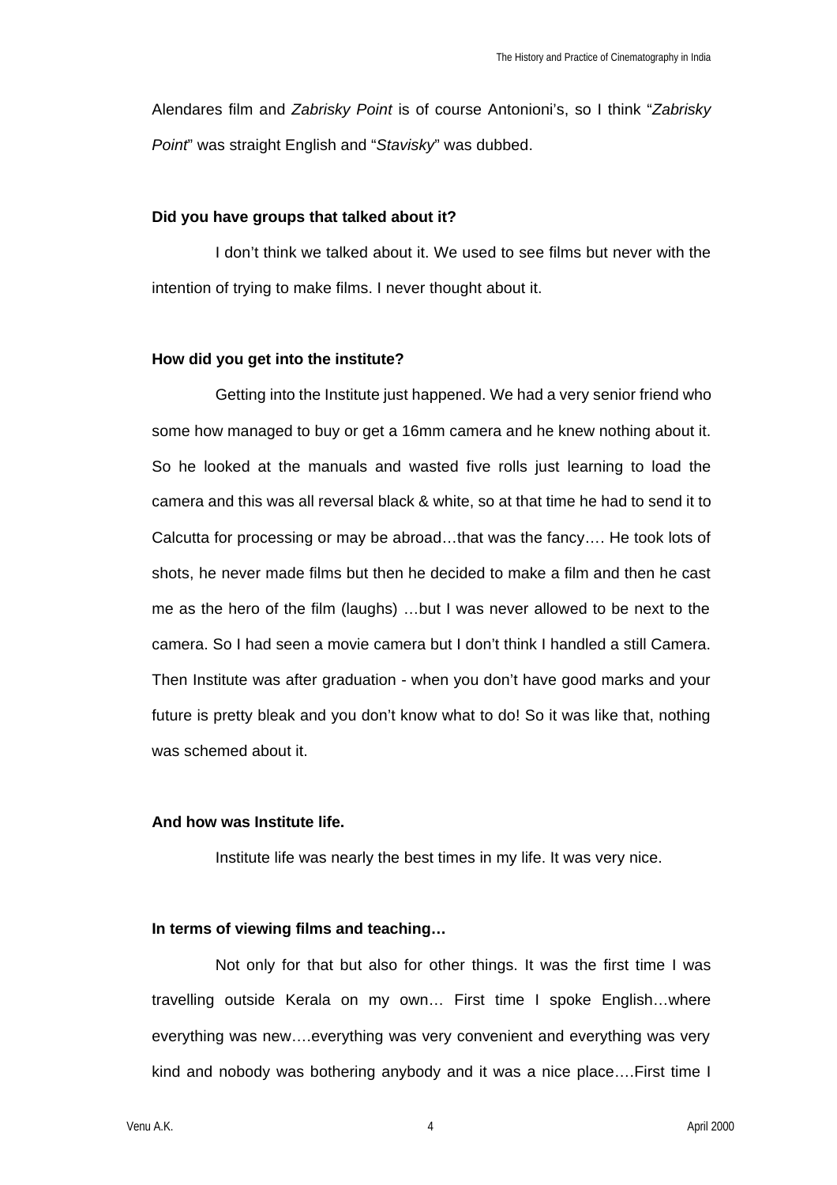Alendares film and *Zabrisky Point* is of course Antonioni's, so I think "*Zabrisky Point*" was straight English and "*Stavisky*" was dubbed.

**Did you have groups that talked about it?**

I don't think we talked about it. We used to see films but never with the intention of trying to make films. I never thought about it.

**How did you get into the institute?**

Getting into the Institute just happened. We had a very senior friend who some how managed to buy or get a 16mm camera and he knew nothing about it. So he looked at the manuals and wasted five rolls just learning to load the camera and this was all reversal black & white, so at that time he had to send it to Calcutta for processing or may be abroad…that was the fancy…. He took lots of shots, he never made films but then he decided to make a film and then he cast me as the hero of the film (laughs) …but I was never allowed to be next to the camera. So I had seen a movie camera but I don't think I handled a still Camera. Then Institute was after graduation - when you don't have good marks and your future is pretty bleak and you don't know what to do! So it was like that, nothing was schemed about it.

**And how was Institute life.**

Institute life was nearly the best times in my life. It was very nice.

**In terms of viewing films and teaching…**

Not only for that but also for other things. It was the first time I was travelling outside Kerala on my own… First time I spoke English…where everything was new….everything was very convenient and everything was very kind and nobody was bothering anybody and it was a nice place….First time I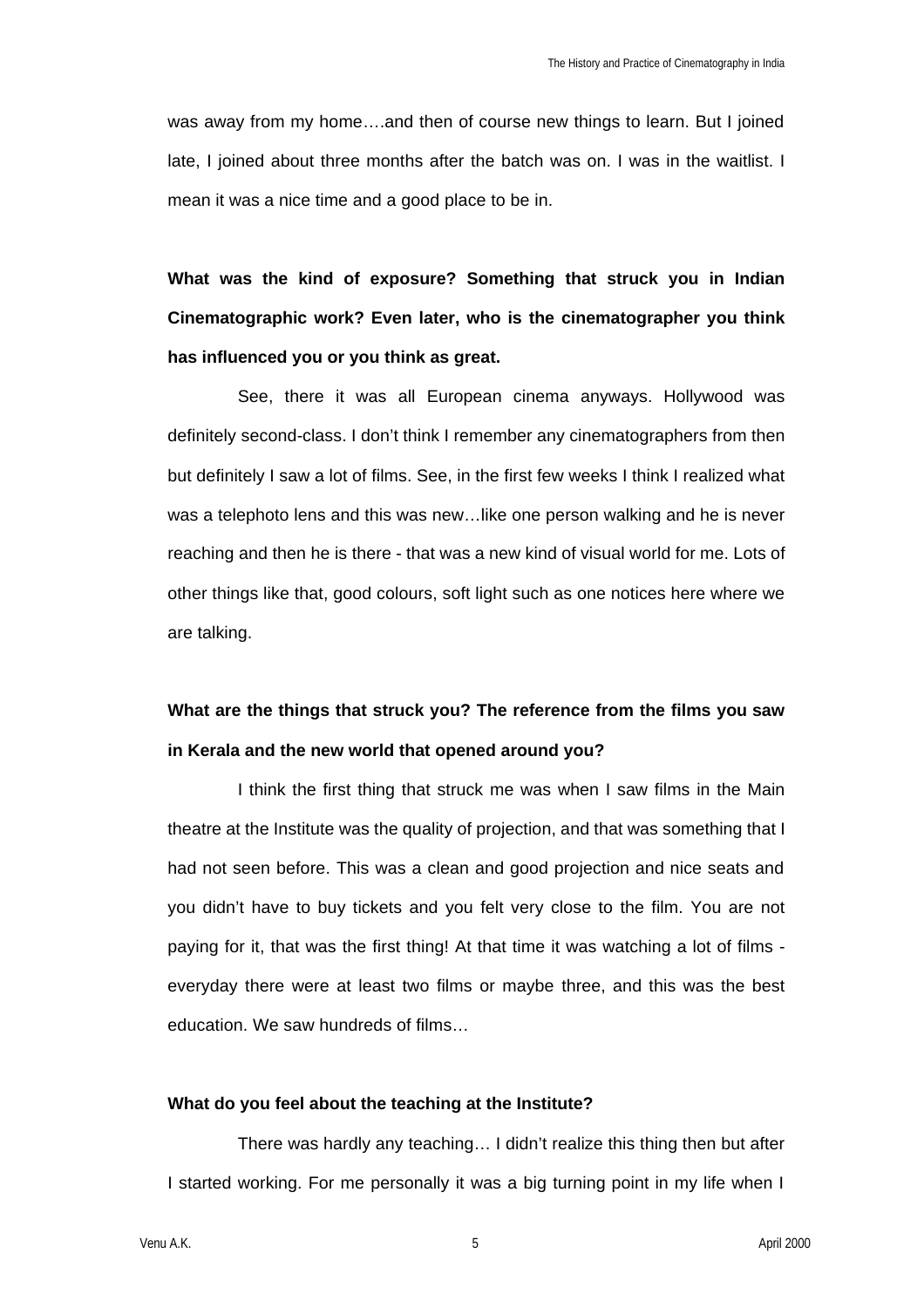was away from my home….and then of course new things to learn. But I joined late, I joined about three months after the batch was on. I was in the waitlist. I mean it was a nice time and a good place to be in.

**What was the kind of exposure? Something that struck you in Indian Cinematographic work? Even later, who is the cinematographer you think has influenced you or you think as great.**

See, there it was all European cinema anyways. Hollywood was definitely second-class. I don't think I remember any cinematographers from then but definitely I saw a lot of films. See, in the first few weeks I think I realized what was a telephoto lens and this was new…like one person walking and he is never reaching and then he is there - that was a new kind of visual world for me. Lots of other things like that, good colours, soft light such as one notices here where we are talking.

**What are the things that struck you? The reference from the films you saw in Kerala and the new world that opened around you?**

I think the first thing that struck me was when I saw films in the Main theatre at the Institute was the quality of projection, and that was something that I had not seen before. This was a clean and good projection and nice seats and you didn't have to buy tickets and you felt very close to the film. You are not paying for it, that was the first thing! At that time it was watching a lot of films - everyday there were at least two films or maybe three, and this was the best education. We saw hundreds of films…

**What do you feel about the teaching at the Institute?**

There was hardly any teaching… I didn't realize this thing then but after I started working. For me personally it was a big turning point in my life when I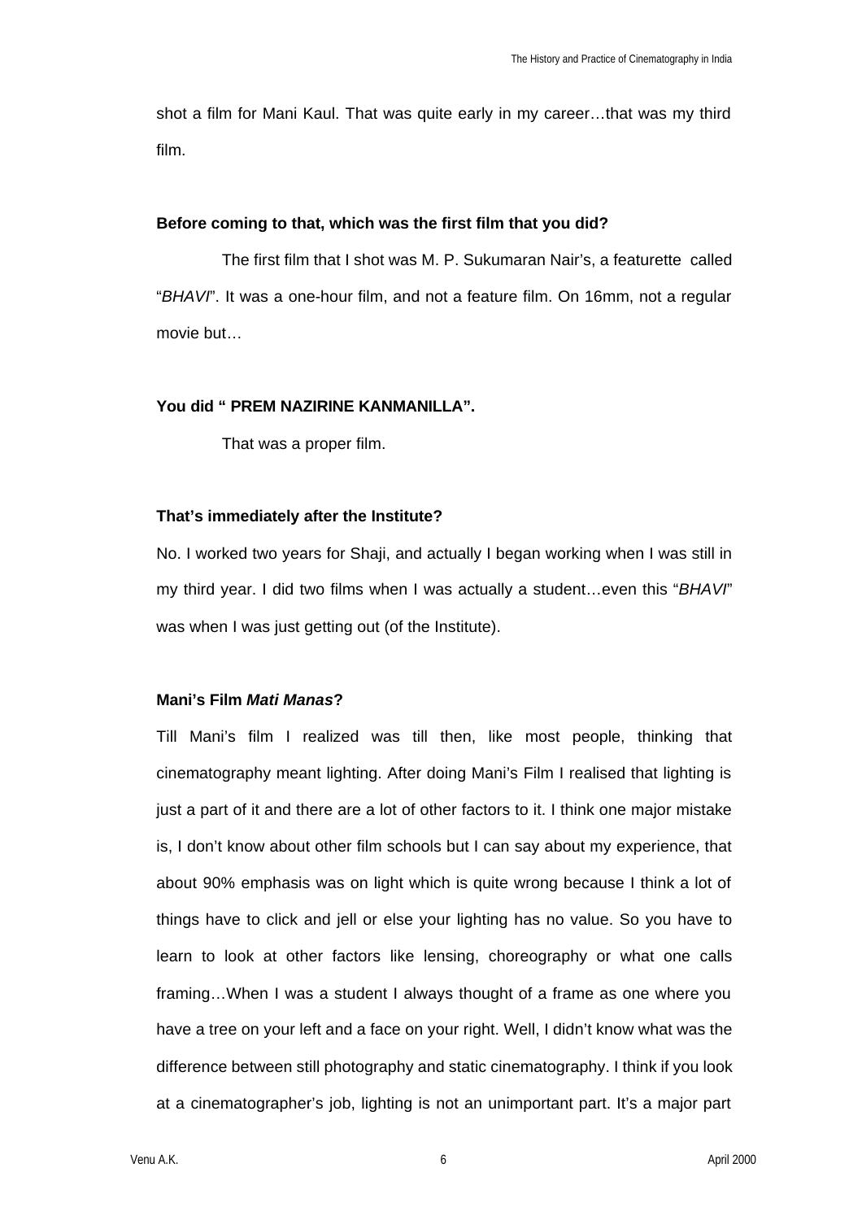shot a film for Mani Kaul. That was quite early in my career…that was my third film.

**Before coming to that, which was the first film that you did?**

The first film that I shot was M. P. Sukumaran Nair's, a featurette called "*BHAVI*". It was a one-hour film, and not a feature film. On 16mm, not a regular movie but…

**You did " PREM NAZIRINE KANMANILLA".**

That was a proper film.

**That's immediately after the Institute?**

No. I worked two years for Shaji, and actually I began working when I was still in my third year. I did two films when I was actually a student…even this "*BHAVI*" was when I was just getting out (of the Institute).

**Mani's Film *Mati Manas*?**

Till Mani's film I realized was till then, like most people, thinking that cinematography meant lighting. After doing Mani's Film I realised that lighting is just a part of it and there are a lot of other factors to it. I think one major mistake is, I don't know about other film schools but I can say about my experience, that about 90% emphasis was on light which is quite wrong because I think a lot of things have to click and jell or else your lighting has no value. So you have to learn to look at other factors like lensing, choreography or what one calls framing…When I was a student I always thought of a frame as one where you have a tree on your left and a face on your right. Well, I didn't know what was the difference between still photography and static cinematography. I think if you look at a cinematographer's job, lighting is not an unimportant part. It's a major part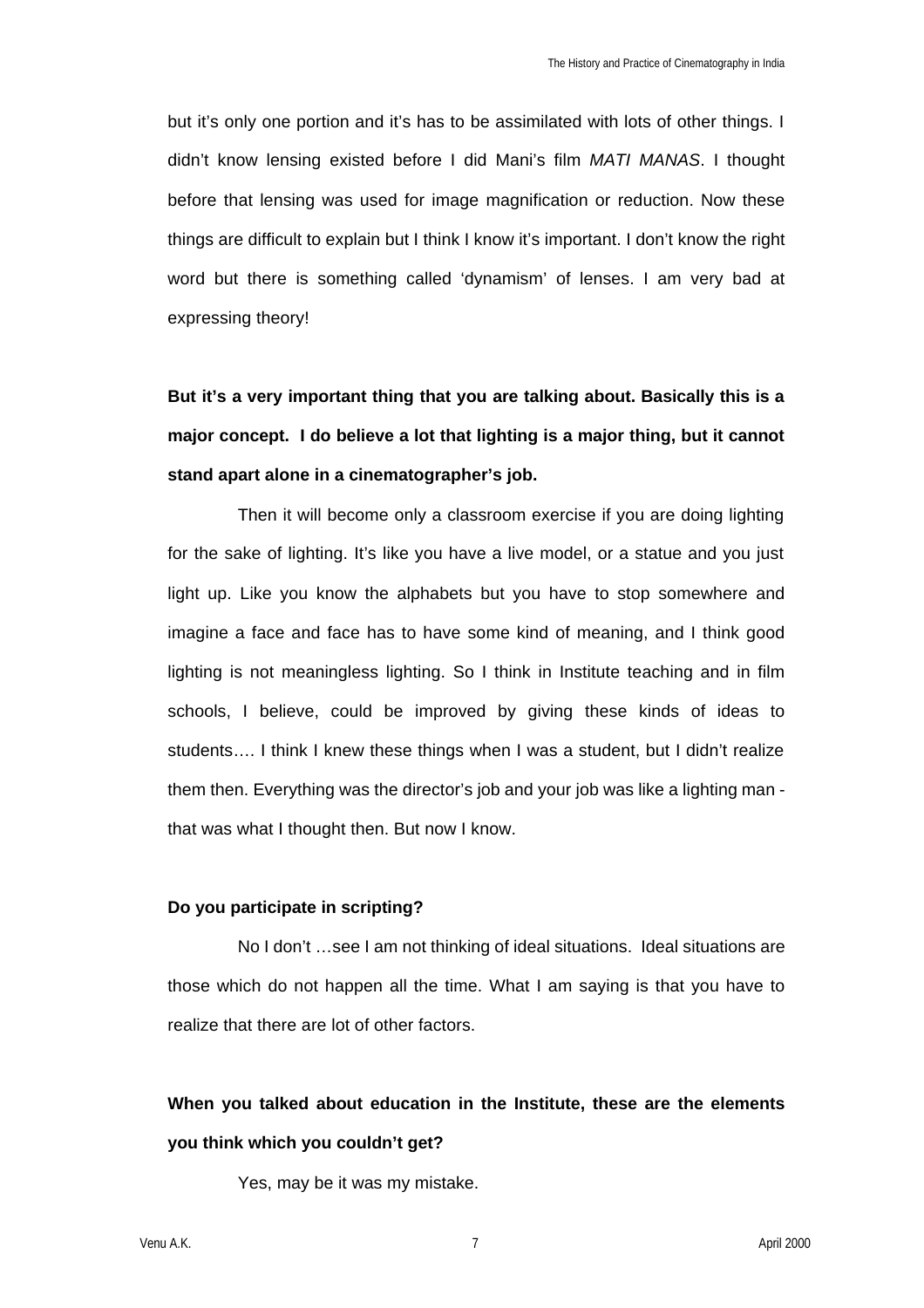but it's only one portion and it's has to be assimilated with lots of other things. I didn't know lensing existed before I did Mani's film *MATI MANAS*. I thought before that lensing was used for image magnification or reduction. Now these things are difficult to explain but I think I know it's important. I don't know the right word but there is something called 'dynamism' of lenses. I am very bad at expressing theory!

**But it's a very important thing that you are talking about. Basically this is a major concept. I do believe a lot that lighting is a major thing, but it cannot stand apart alone in a cinematographer's job.**

Then it will become only a classroom exercise if you are doing lighting for the sake of lighting. It's like you have a live model, or a statue and you just light up. Like you know the alphabets but you have to stop somewhere and imagine a face and face has to have some kind of meaning, and I think good lighting is not meaningless lighting. So I think in Institute teaching and in film schools, I believe, could be improved by giving these kinds of ideas to students…. I think I knew these things when I was a student, but I didn't realize them then. Everything was the director's job and your job was like a lighting man - that was what I thought then. But now I know.

**Do you participate in scripting?**

No I don't …see I am not thinking of ideal situations. Ideal situations are those which do not happen all the time. What I am saying is that you have to realize that there are lot of other factors.

**When you talked about education in the Institute, these are the elements you think which you couldn't get?**

Yes, may be it was my mistake.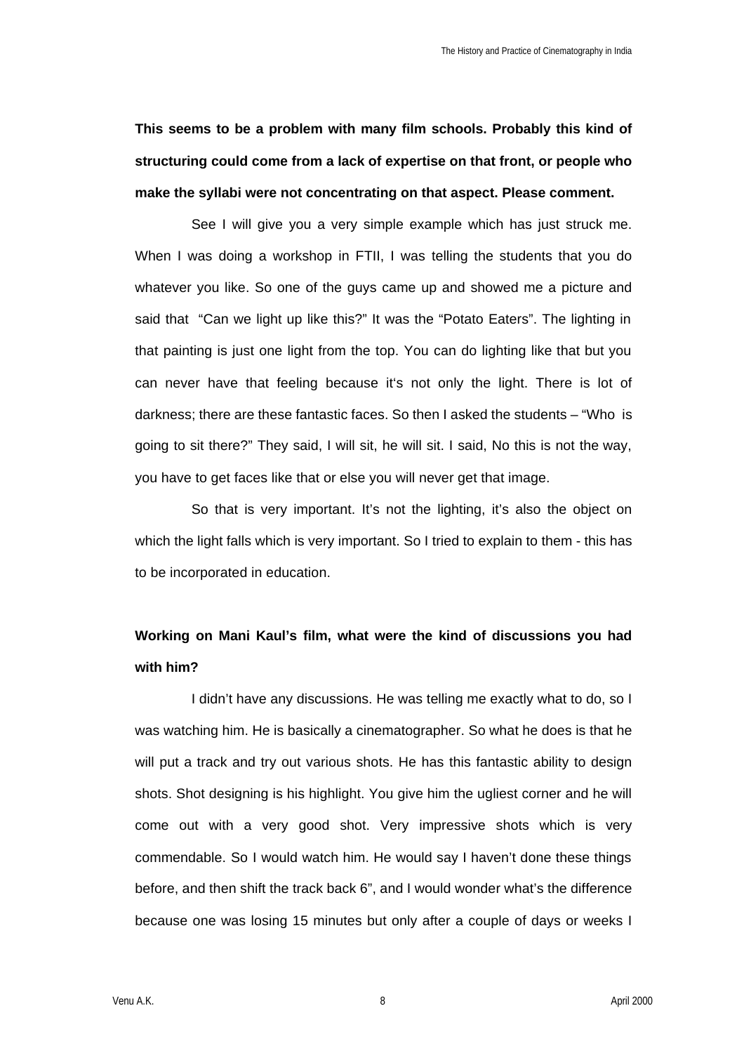**This seems to be a problem with many film schools. Probably this kind of structuring could come from a lack of expertise on that front, or people who make the syllabi were not concentrating on that aspect. Please comment.**

See I will give you a very simple example which has just struck me. When I was doing a workshop in FTII, I was telling the students that you do whatever you like. So one of the guys came up and showed me a picture and said that "Can we light up like this?" It was the "Potato Eaters". The lighting in that painting is just one light from the top. You can do lighting like that but you can never have that feeling because it's not only the light. There is lot of darkness; there are these fantastic faces. So then I asked the students – "Who is going to sit there?" They said, I will sit, he will sit. I said, No this is not the way, you have to get faces like that or else you will never get that image.

So that is very important. It's not the lighting, it's also the object on which the light falls which is very important. So I tried to explain to them - this has to be incorporated in education.

**Working on Mani Kaul's film, what were the kind of discussions you had with him?**

I didn't have any discussions. He was telling me exactly what to do, so I was watching him. He is basically a cinematographer. So what he does is that he will put a track and try out various shots. He has this fantastic ability to design shots. Shot designing is his highlight. You give him the ugliest corner and he will come out with a very good shot. Very impressive shots which is very commendable. So I would watch him. He would say I haven't done these things before, and then shift the track back 6", and I would wonder what's the difference because one was losing 15 minutes but only after a couple of days or weeks I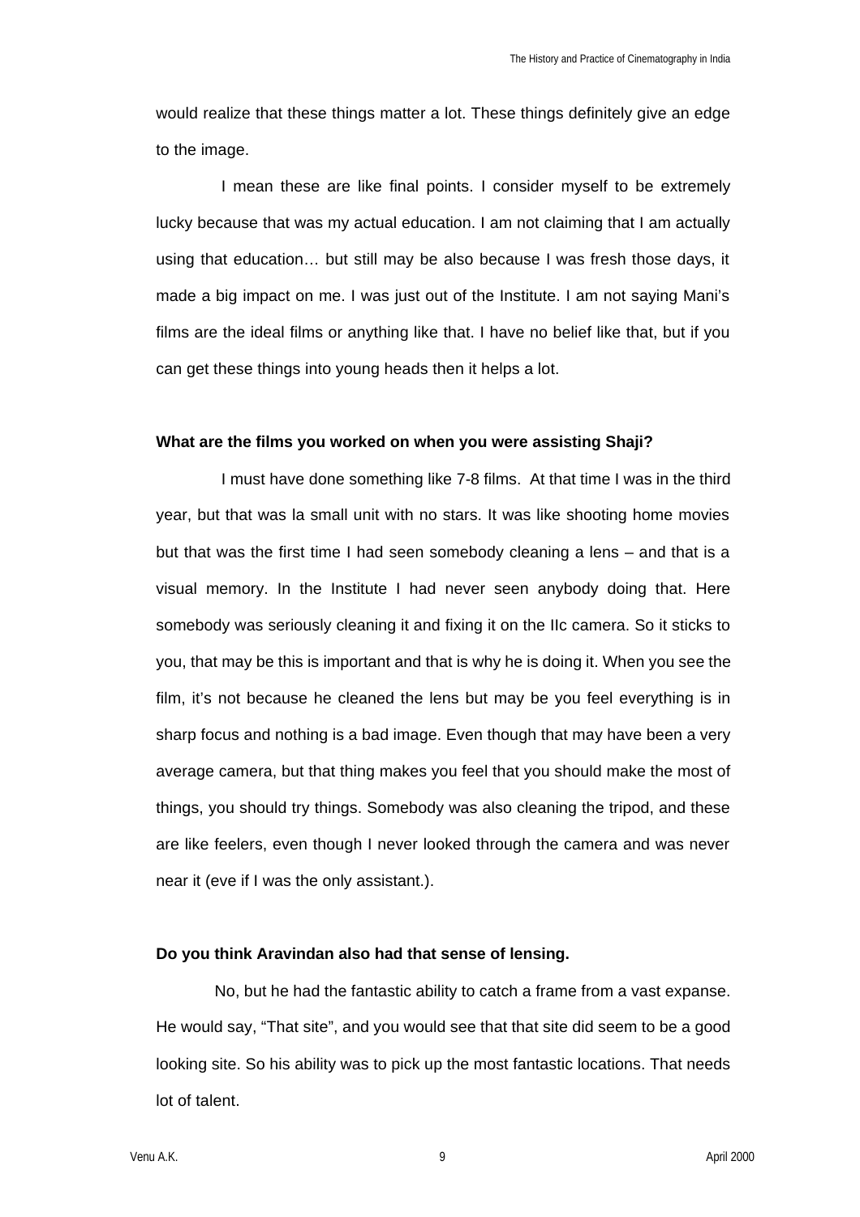would realize that these things matter a lot. These things definitely give an edge to the image.

I mean these are like final points. I consider myself to be extremely lucky because that was my actual education. I am not claiming that I am actually using that education… but still may be also because I was fresh those days, it made a big impact on me. I was just out of the Institute. I am not saying Mani's films are the ideal films or anything like that. I have no belief like that, but if you can get these things into young heads then it helps a lot.

**What are the films you worked on when you were assisting Shaji?**

I must have done something like 7-8 films. At that time I was in the third year, but that was la small unit with no stars. It was like shooting home movies but that was the first time I had seen somebody cleaning a lens – and that is a visual memory. In the Institute I had never seen anybody doing that. Here somebody was seriously cleaning it and fixing it on the IIc camera. So it sticks to you, that may be this is important and that is why he is doing it. When you see the film, it's not because he cleaned the lens but may be you feel everything is in sharp focus and nothing is a bad image. Even though that may have been a very average camera, but that thing makes you feel that you should make the most of things, you should try things. Somebody was also cleaning the tripod, and these are like feelers, even though I never looked through the camera and was never near it (eve if I was the only assistant.).

**Do you think Aravindan also had that sense of lensing.**

No, but he had the fantastic ability to catch a frame from a vast expanse. He would say, "That site", and you would see that that site did seem to be a good looking site. So his ability was to pick up the most fantastic locations. That needs lot of talent.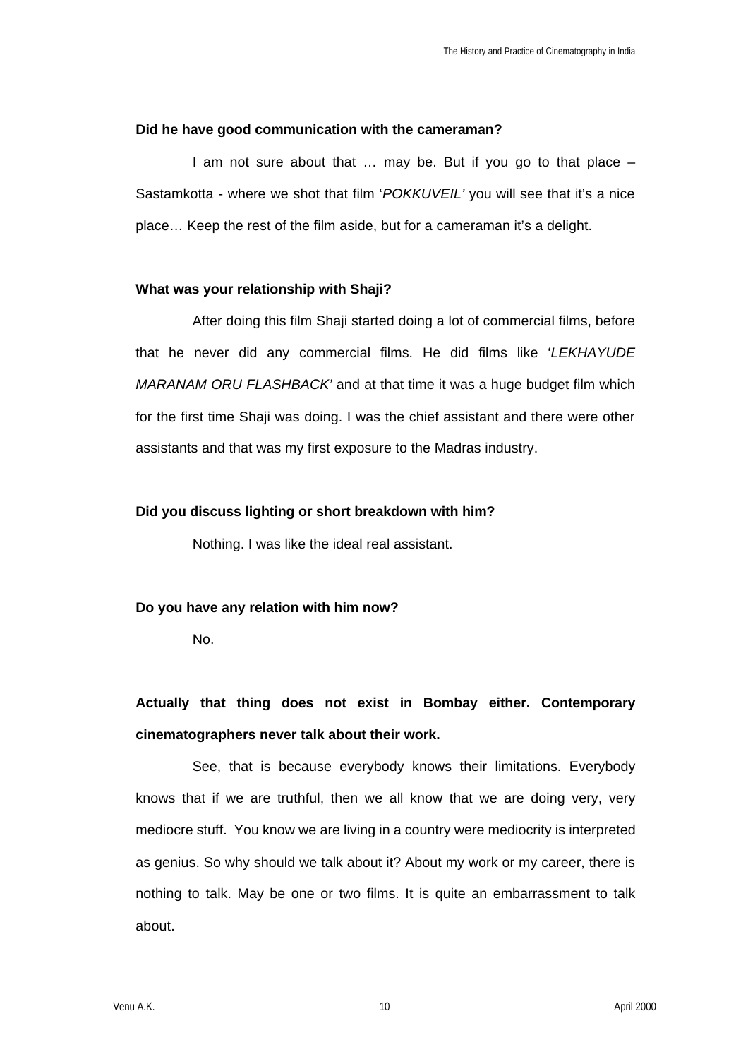**Did he have good communication with the cameraman?**

I am not sure about that … may be. But if you go to that place – Sastamkotta - where we shot that film '*POKKUVEIL'* you will see that it's a nice place… Keep the rest of the film aside, but for a cameraman it's a delight.

**What was your relationship with Shaji?**

After doing this film Shaji started doing a lot of commercial films, before that he never did any commercial films. He did films like '*LEKHAYUDE MARANAM ORU FLASHBACK'* and at that time it was a huge budget film which for the first time Shaji was doing. I was the chief assistant and there were other assistants and that was my first exposure to the Madras industry.

**Did you discuss lighting or short breakdown with him?**

Nothing. I was like the ideal real assistant.

**Do you have any relation with him now?**

No.

**Actually that thing does not exist in Bombay either. Contemporary cinematographers never talk about their work.**

See, that is because everybody knows their limitations. Everybody knows that if we are truthful, then we all know that we are doing very, very mediocre stuff. You know we are living in a country were mediocrity is interpreted as genius. So why should we talk about it? About my work or my career, there is nothing to talk. May be one or two films. It is quite an embarrassment to talk about.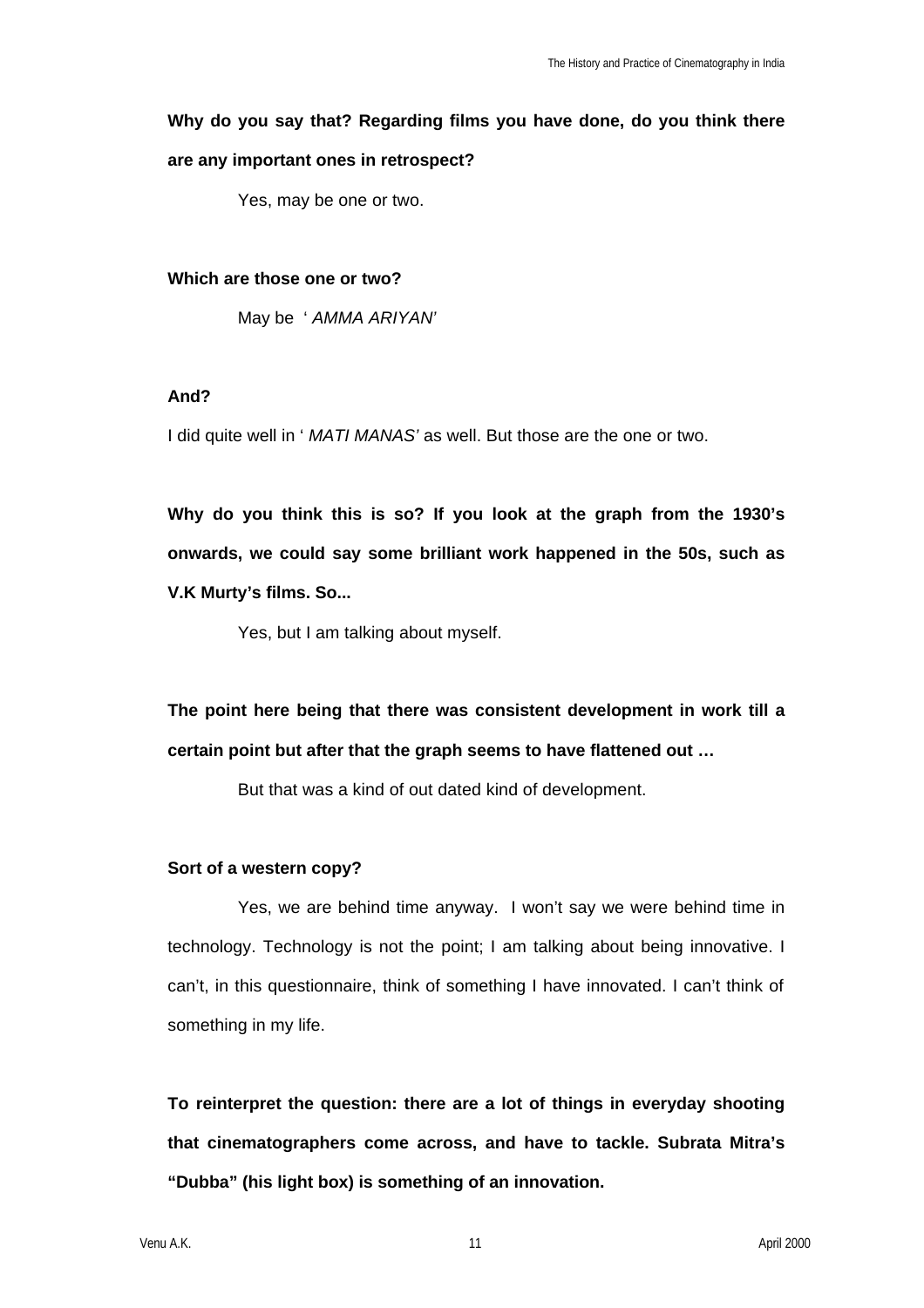**Why do you say that? Regarding films you have done, do you think there are any important ones in retrospect?**

Yes, may be one or two.

**Which are those one or two?**

May be ' *AMMA ARIYAN'*

**And?**

I did quite well in ' *MATI MANAS'* as well. But those are the one or two.

**Why do you think this is so? If you look at the graph from the 1930's onwards, we could say some brilliant work happened in the 50s, such as V.K Murty's films. So...**

Yes, but I am talking about myself.

**The point here being that there was consistent development in work till a certain point but after that the graph seems to have flattened out …**

But that was a kind of out dated kind of development.

**Sort of a western copy?**

Yes, we are behind time anyway. I won't say we were behind time in technology. Technology is not the point; I am talking about being innovative. I can't, in this questionnaire, think of something I have innovated. I can't think of something in my life.

**To reinterpret the question: there are a lot of things in everyday shooting that cinematographers come across, and have to tackle. Subrata Mitra's "Dubba" (his light box) is something of an innovation.**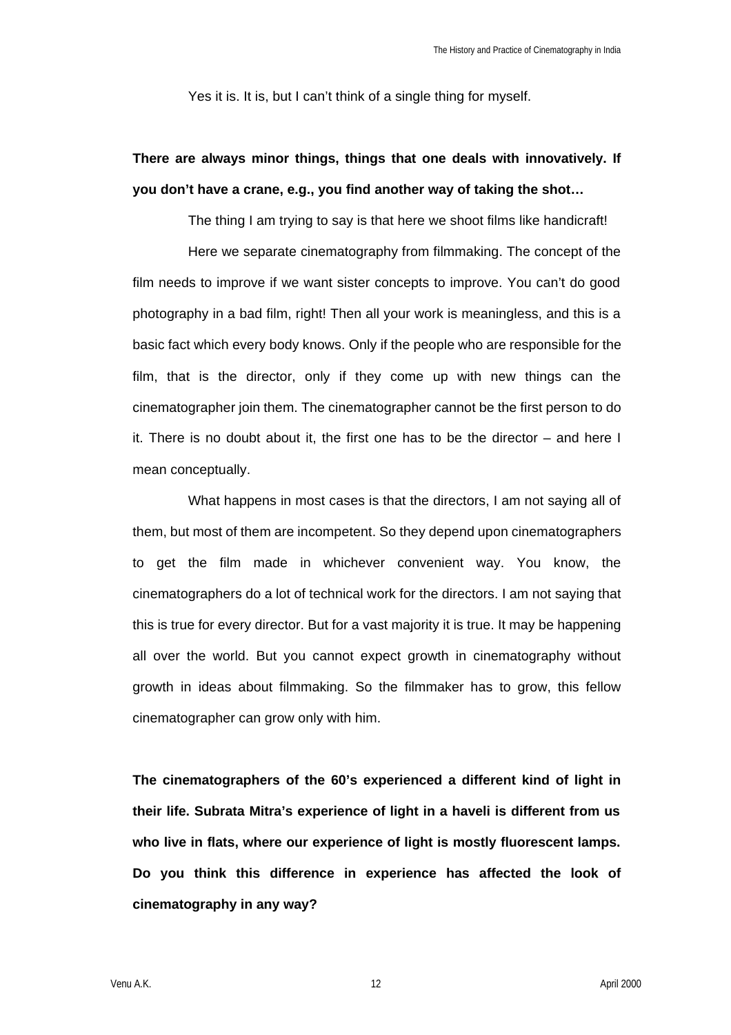Yes it is. It is, but I can't think of a single thing for myself.

**There are always minor things, things that one deals with innovatively. If you don't have a crane, e.g., you find another way of taking the shot…**

The thing I am trying to say is that here we shoot films like handicraft!

Here we separate cinematography from filmmaking. The concept of the film needs to improve if we want sister concepts to improve. You can't do good photography in a bad film, right! Then all your work is meaningless, and this is a basic fact which every body knows. Only if the people who are responsible for the film, that is the director, only if they come up with new things can the cinematographer join them. The cinematographer cannot be the first person to do it. There is no doubt about it, the first one has to be the director – and here I mean conceptually.

What happens in most cases is that the directors, I am not saying all of them, but most of them are incompetent. So they depend upon cinematographers to get the film made in whichever convenient way. You know, the cinematographers do a lot of technical work for the directors. I am not saying that this is true for every director. But for a vast majority it is true. It may be happening all over the world. But you cannot expect growth in cinematography without growth in ideas about filmmaking. So the filmmaker has to grow, this fellow cinematographer can grow only with him.

**The cinematographers of the 60's experienced a different kind of light in their life. Subrata Mitra's experience of light in a haveli is different from us who live in flats, where our experience of light is mostly fluorescent lamps. Do you think this difference in experience has affected the look of cinematography in any way?**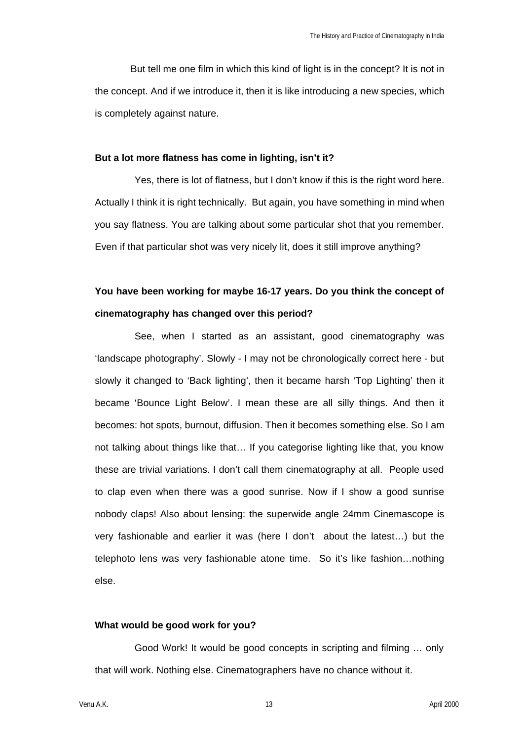But tell me one film in which this kind of light is in the concept? It is not in the concept. And if we introduce it, then it is like introducing a new species, which is completely against nature.

**But a lot more flatness has come in lighting, isn't it?**

Yes, there is lot of flatness, but I don't know if this is the right word here. Actually I think it is right technically. But again, you have something in mind when you say flatness. You are talking about some particular shot that you remember. Even if that particular shot was very nicely lit, does it still improve anything?

**You have been working for maybe 16-17 years. Do you think the concept of cinematography has changed over this period?**

See, when I started as an assistant, good cinematography was 'landscape photography'. Slowly - I may not be chronologically correct here - but slowly it changed to 'Back lighting', then it became harsh 'Top Lighting' then it became 'Bounce Light Below'. I mean these are all silly things. And then it becomes: hot spots, burnout, diffusion. Then it becomes something else. So I am not talking about things like that… If you categorise lighting like that, you know these are trivial variations. I don't call them cinematography at all. People used to clap even when there was a good sunrise. Now if I show a good sunrise nobody claps! Also about lensing: the superwide angle 24mm Cinemascope is very fashionable and earlier it was (here I don't about the latest…) but the telephoto lens was very fashionable atone time. So it's like fashion…nothing else.

**What would be good work for you?**

Good Work! It would be good concepts in scripting and filming … only that will work. Nothing else. Cinematographers have no chance without it.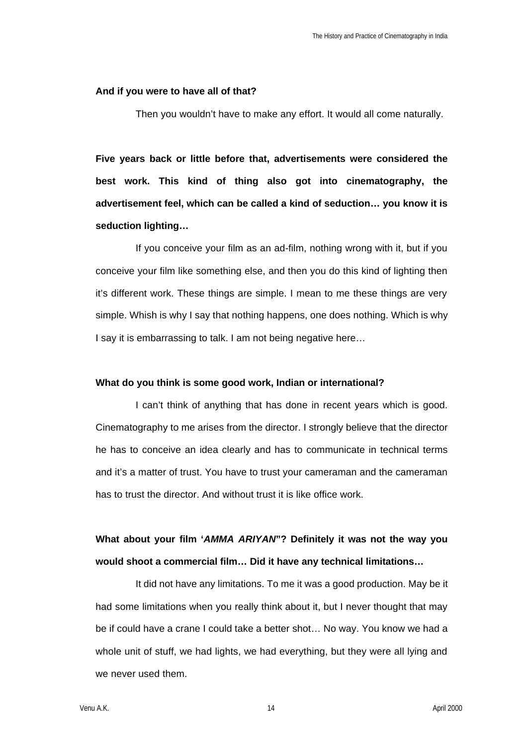**And if you were to have all of that?**

Then you wouldn't have to make any effort. It would all come naturally.

**Five years back or little before that, advertisements were considered the best work. This kind of thing also got into cinematography, the advertisement feel, which can be called a kind of seduction… you know it is seduction lighting…**

If you conceive your film as an ad-film, nothing wrong with it, but if you conceive your film like something else, and then you do this kind of lighting then it's different work. These things are simple. I mean to me these things are very simple. Whish is why I say that nothing happens, one does nothing. Which is why I say it is embarrassing to talk. I am not being negative here…

**What do you think is some good work, Indian or international?**

I can't think of anything that has done in recent years which is good. Cinematography to me arises from the director. I strongly believe that the director he has to conceive an idea clearly and has to communicate in technical terms and it's a matter of trust. You have to trust your cameraman and the cameraman has to trust the director. And without trust it is like office work.

**What about your film '*AMMA ARIYAN*"? Definitely it was not the way you would shoot a commercial film… Did it have any technical limitations…**

It did not have any limitations. To me it was a good production. May be it had some limitations when you really think about it, but I never thought that may be if could have a crane I could take a better shot… No way. You know we had a whole unit of stuff, we had lights, we had everything, but they were all lying and we never used them.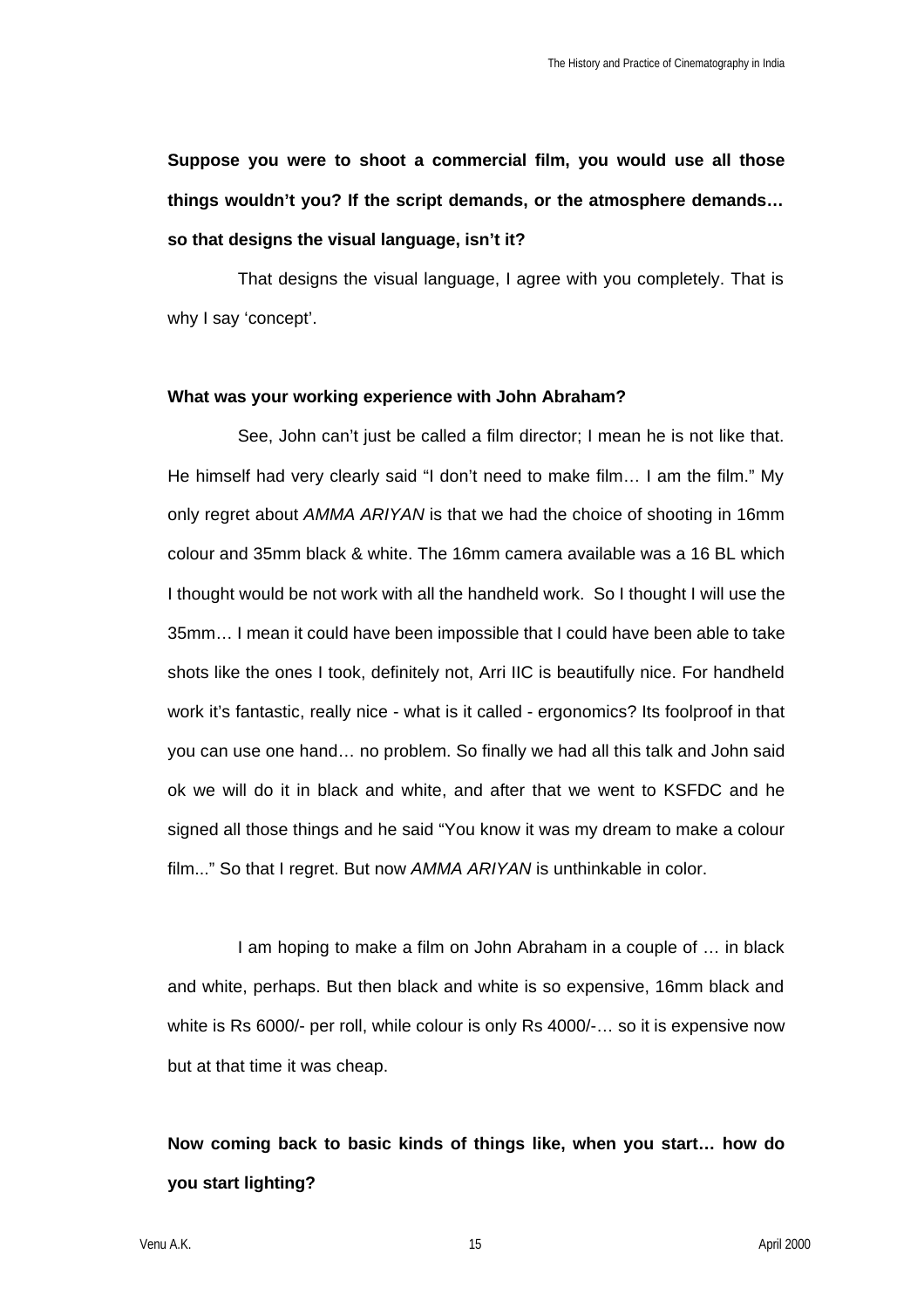**Suppose you were to shoot a commercial film, you would use all those things wouldn't you? If the script demands, or the atmosphere demands… so that designs the visual language, isn't it?**

That designs the visual language, I agree with you completely. That is why I say 'concept'.

**What was your working experience with John Abraham?**

See, John can't just be called a film director; I mean he is not like that. He himself had very clearly said "I don't need to make film… I am the film." My only regret about *AMMA ARIYAN* is that we had the choice of shooting in 16mm colour and 35mm black & white. The 16mm camera available was a 16 BL which I thought would be not work with all the handheld work. So I thought I will use the 35mm… I mean it could have been impossible that I could have been able to take shots like the ones I took, definitely not, Arri IIC is beautifully nice. For handheld work it's fantastic, really nice - what is it called - ergonomics? Its foolproof in that you can use one hand… no problem. So finally we had all this talk and John said ok we will do it in black and white, and after that we went to KSFDC and he signed all those things and he said "You know it was my dream to make a colour film..." So that I regret. But now *AMMA ARIYAN* is unthinkable in color.

I am hoping to make a film on John Abraham in a couple of … in black and white, perhaps. But then black and white is so expensive, 16mm black and white is Rs 6000/- per roll, while colour is only Rs 4000/-… so it is expensive now but at that time it was cheap.

**Now coming back to basic kinds of things like, when you start… how do you start lighting?**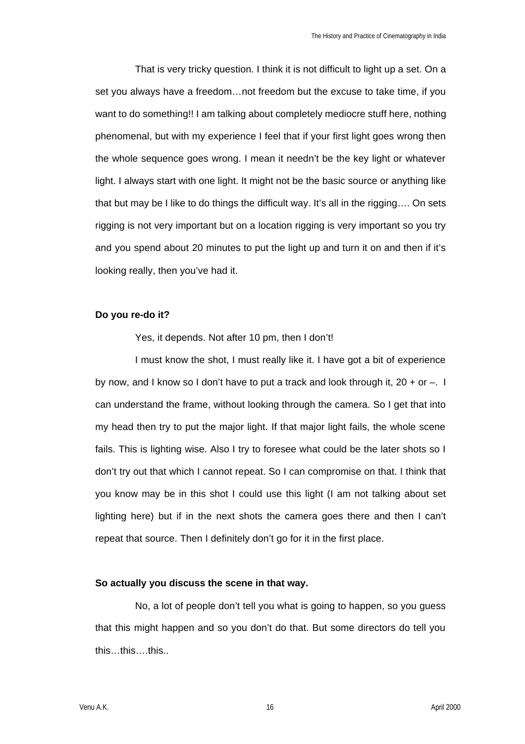That is very tricky question. I think it is not difficult to light up a set. On a set you always have a freedom…not freedom but the excuse to take time, if you want to do something!! I am talking about completely mediocre stuff here, nothing phenomenal, but with my experience I feel that if your first light goes wrong then the whole sequence goes wrong. I mean it needn't be the key light or whatever light. I always start with one light. It might not be the basic source or anything like that but may be I like to do things the difficult way. It's all in the rigging…. On sets rigging is not very important but on a location rigging is very important so you try and you spend about 20 minutes to put the light up and turn it on and then if it's looking really, then you've had it.

**Do you re-do it?**

Yes, it depends. Not after 10 pm, then I don't!

I must know the shot, I must really like it. I have got a bit of experience by now, and I know so I don't have to put a track and look through it, 20 + or –. I can understand the frame, without looking through the camera. So I get that into my head then try to put the major light. If that major light fails, the whole scene fails. This is lighting wise. Also I try to foresee what could be the later shots so I don't try out that which I cannot repeat. So I can compromise on that. I think that you know may be in this shot I could use this light (I am not talking about set lighting here) but if in the next shots the camera goes there and then I can't repeat that source. Then I definitely don't go for it in the first place.

**So actually you discuss the scene in that way.**

No, a lot of people don't tell you what is going to happen, so you guess that this might happen and so you don't do that. But some directors do tell you this…this….this..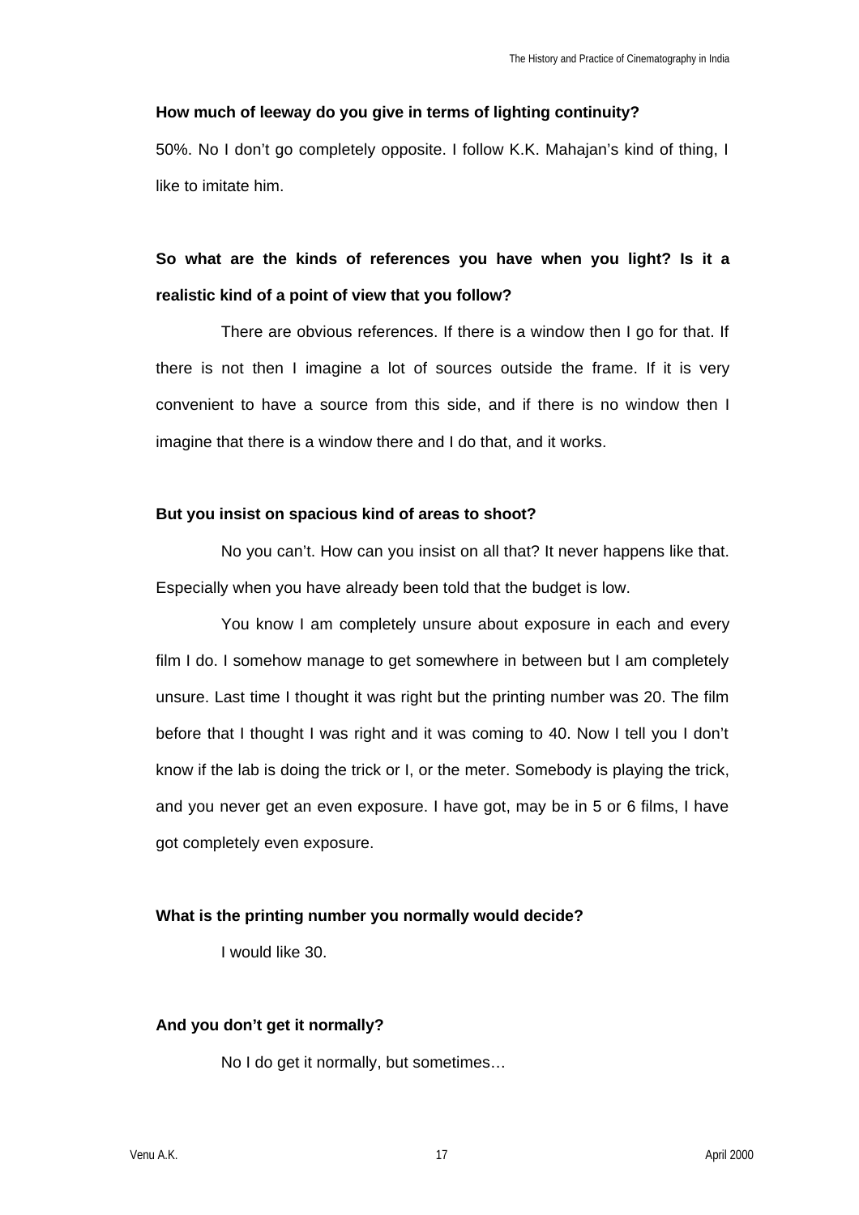**How much of leeway do you give in terms of lighting continuity?**

50%. No I don't go completely opposite. I follow K.K. Mahajan's kind of thing, I like to imitate him.

**So what are the kinds of references you have when you light? Is it a realistic kind of a point of view that you follow?**

There are obvious references. If there is a window then I go for that. If there is not then I imagine a lot of sources outside the frame. If it is very convenient to have a source from this side, and if there is no window then I imagine that there is a window there and I do that, and it works.

**But you insist on spacious kind of areas to shoot?**

No you can't. How can you insist on all that? It never happens like that. Especially when you have already been told that the budget is low.

You know I am completely unsure about exposure in each and every film I do. I somehow manage to get somewhere in between but I am completely unsure. Last time I thought it was right but the printing number was 20. The film before that I thought I was right and it was coming to 40. Now I tell you I don't know if the lab is doing the trick or I, or the meter. Somebody is playing the trick, and you never get an even exposure. I have got, may be in 5 or 6 films, I have got completely even exposure.

**What is the printing number you normally would decide?**

I would like 30.

**And you don't get it normally?**

No I do get it normally, but sometimes…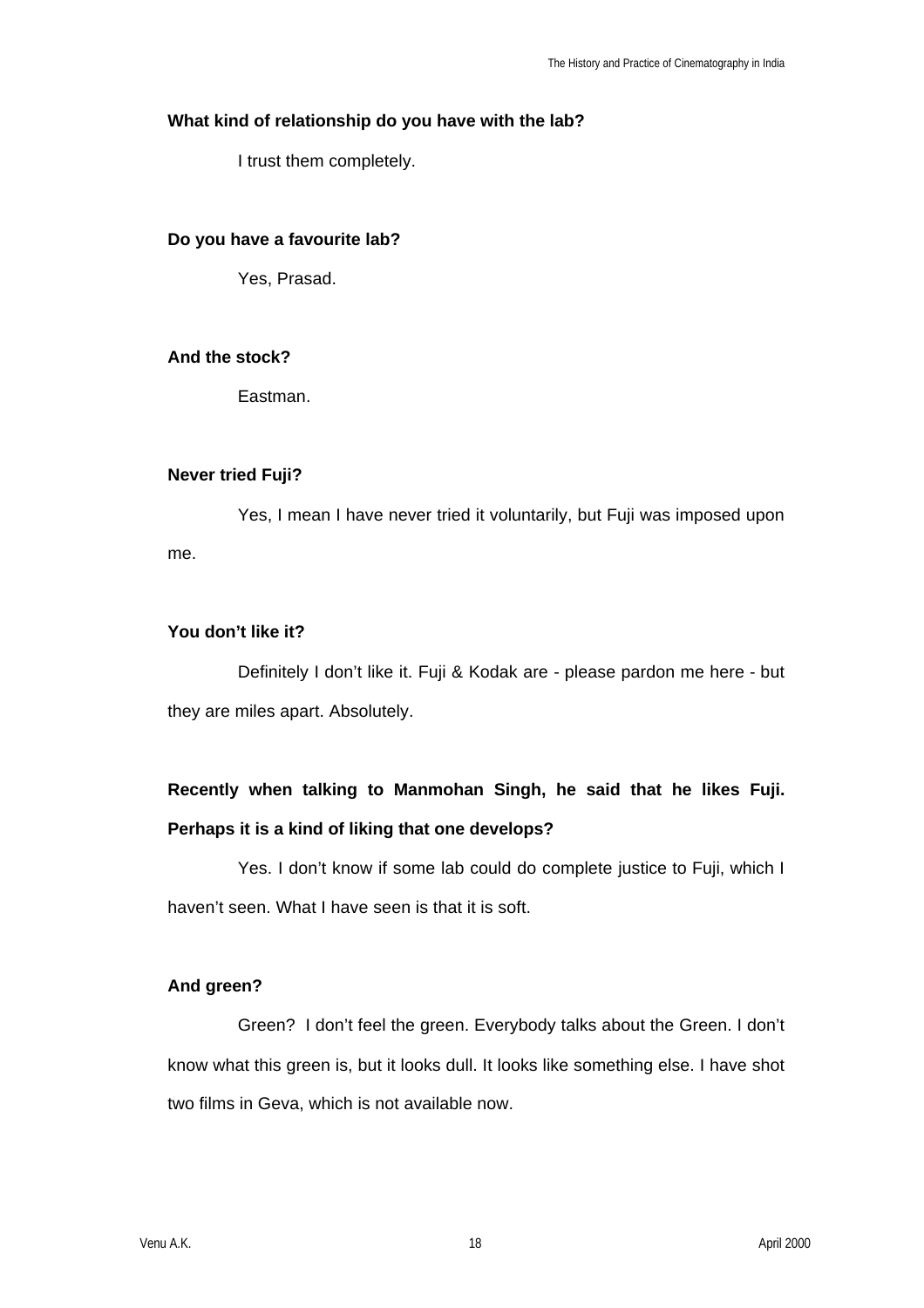**What kind of relationship do you have with the lab?**

I trust them completely.

**Do you have a favourite lab?**

Yes, Prasad.

**And the stock?**

Eastman.

**Never tried Fuji?**

Yes, I mean I have never tried it voluntarily, but Fuji was imposed upon me.

**You don't like it?**

Definitely I don't like it. Fuji & Kodak are - please pardon me here - but they are miles apart. Absolutely.

**Recently when talking to Manmohan Singh, he said that he likes Fuji. Perhaps it is a kind of liking that one develops?**

Yes. I don't know if some lab could do complete justice to Fuji, which I haven't seen. What I have seen is that it is soft.

**And green?**

Green? I don't feel the green. Everybody talks about the Green. I don't know what this green is, but it looks dull. It looks like something else. I have shot two films in Geva, which is not available now.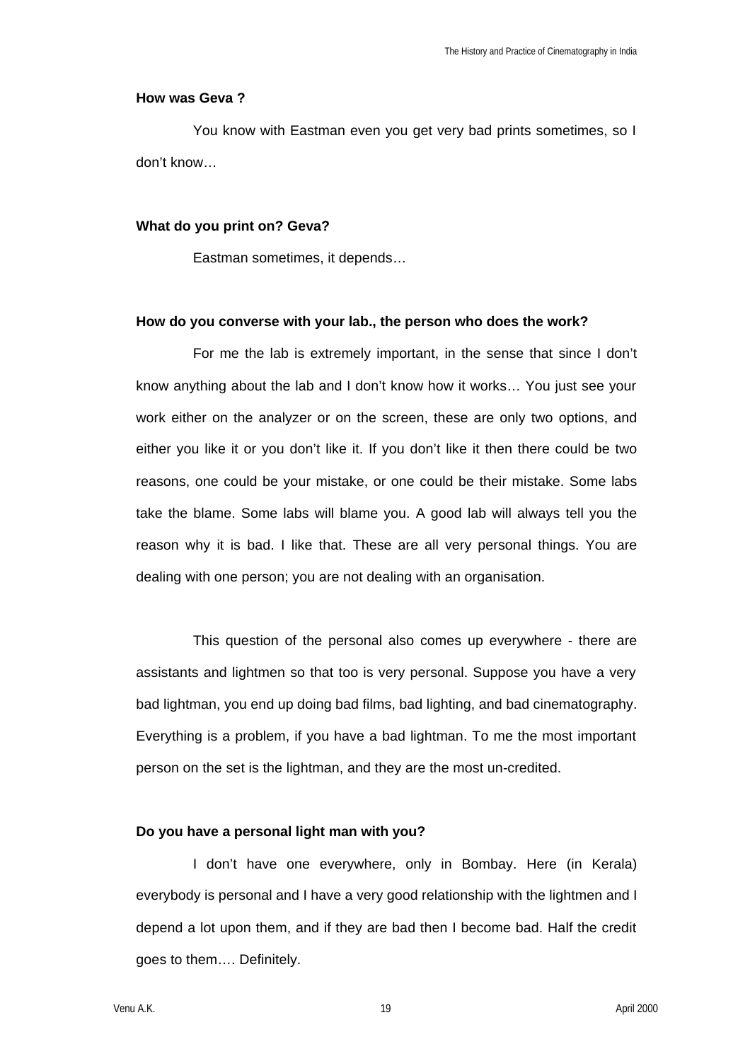**How was Geva ?**

You know with Eastman even you get very bad prints sometimes, so I don't know…

**What do you print on? Geva?**

Eastman sometimes, it depends…

**How do you converse with your lab., the person who does the work?**

For me the lab is extremely important, in the sense that since I don't know anything about the lab and I don't know how it works… You just see your work either on the analyzer or on the screen, these are only two options, and either you like it or you don't like it. If you don't like it then there could be two reasons, one could be your mistake, or one could be their mistake. Some labs take the blame. Some labs will blame you. A good lab will always tell you the reason why it is bad. I like that. These are all very personal things. You are dealing with one person; you are not dealing with an organisation.

This question of the personal also comes up everywhere - there are assistants and lightmen so that too is very personal. Suppose you have a very bad lightman, you end up doing bad films, bad lighting, and bad cinematography. Everything is a problem, if you have a bad lightman. To me the most important person on the set is the lightman, and they are the most un-credited.

**Do you have a personal light man with you?**

I don't have one everywhere, only in Bombay. Here (in Kerala) everybody is personal and I have a very good relationship with the lightmen and I depend a lot upon them, and if they are bad then I become bad. Half the credit goes to them…. Definitely.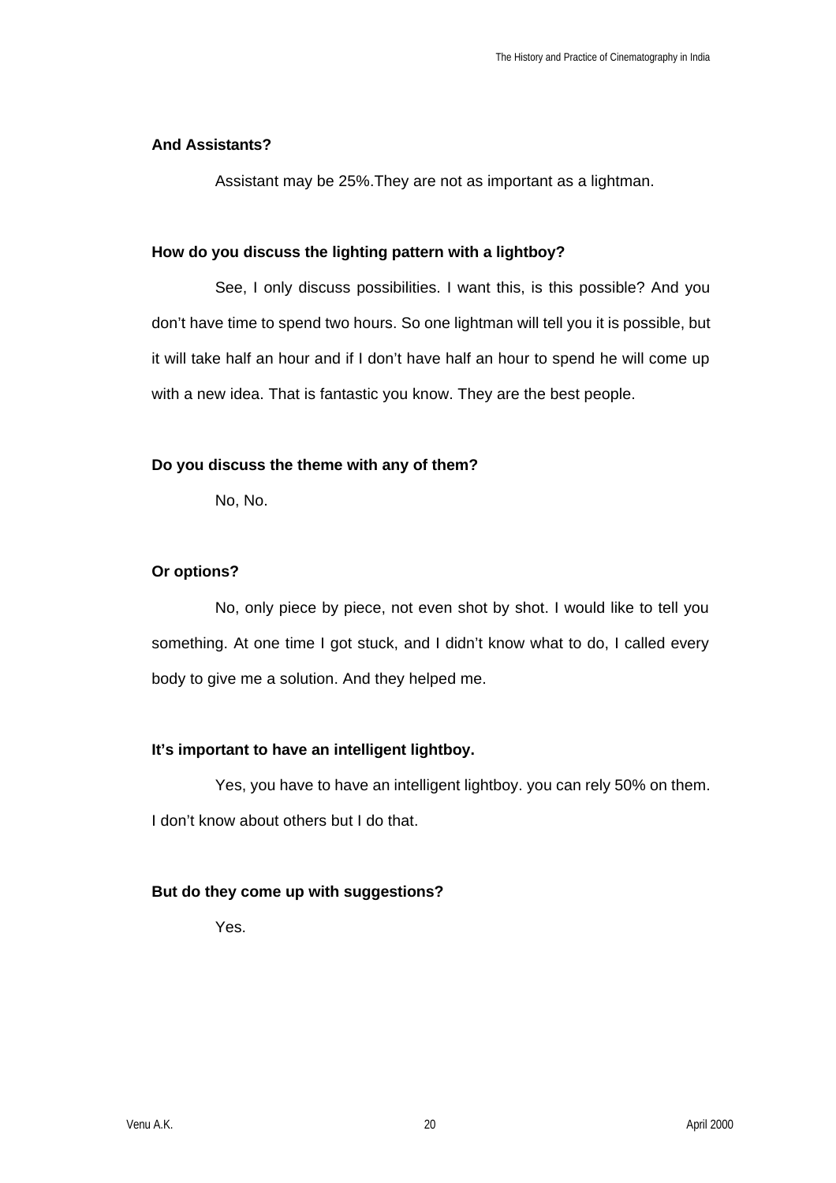**And Assistants?**

Assistant may be 25%.They are not as important as a lightman.

**How do you discuss the lighting pattern with a lightboy?**

See, I only discuss possibilities. I want this, is this possible? And you don't have time to spend two hours. So one lightman will tell you it is possible, but it will take half an hour and if I don't have half an hour to spend he will come up with a new idea. That is fantastic you know. They are the best people.

**Do you discuss the theme with any of them?**

No, No.

**Or options?**

No, only piece by piece, not even shot by shot. I would like to tell you something. At one time I got stuck, and I didn't know what to do, I called every body to give me a solution. And they helped me.

**It's important to have an intelligent lightboy.**

Yes, you have to have an intelligent lightboy. you can rely 50% on them. I don't know about others but I do that.

**But do they come up with suggestions?**

Yes.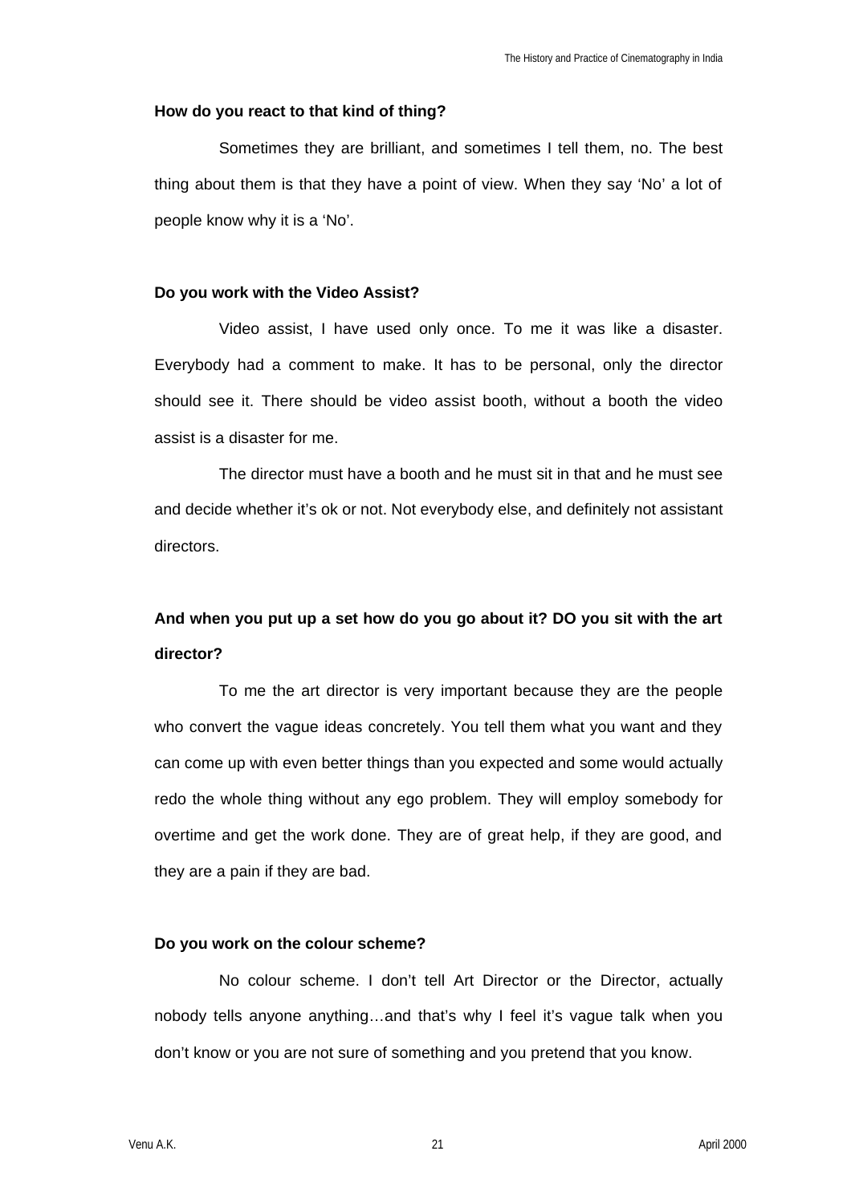**How do you react to that kind of thing?**

Sometimes they are brilliant, and sometimes I tell them, no. The best thing about them is that they have a point of view. When they say 'No' a lot of people know why it is a 'No'.

**Do you work with the Video Assist?**

Video assist, I have used only once. To me it was like a disaster. Everybody had a comment to make. It has to be personal, only the director should see it. There should be video assist booth, without a booth the video assist is a disaster for me.

The director must have a booth and he must sit in that and he must see and decide whether it's ok or not. Not everybody else, and definitely not assistant directors.

**And when you put up a set how do you go about it? DO you sit with the art director?**

To me the art director is very important because they are the people who convert the vague ideas concretely. You tell them what you want and they can come up with even better things than you expected and some would actually redo the whole thing without any ego problem. They will employ somebody for overtime and get the work done. They are of great help, if they are good, and they are a pain if they are bad.

**Do you work on the colour scheme?**

No colour scheme. I don't tell Art Director or the Director, actually nobody tells anyone anything…and that's why I feel it's vague talk when you don't know or you are not sure of something and you pretend that you know.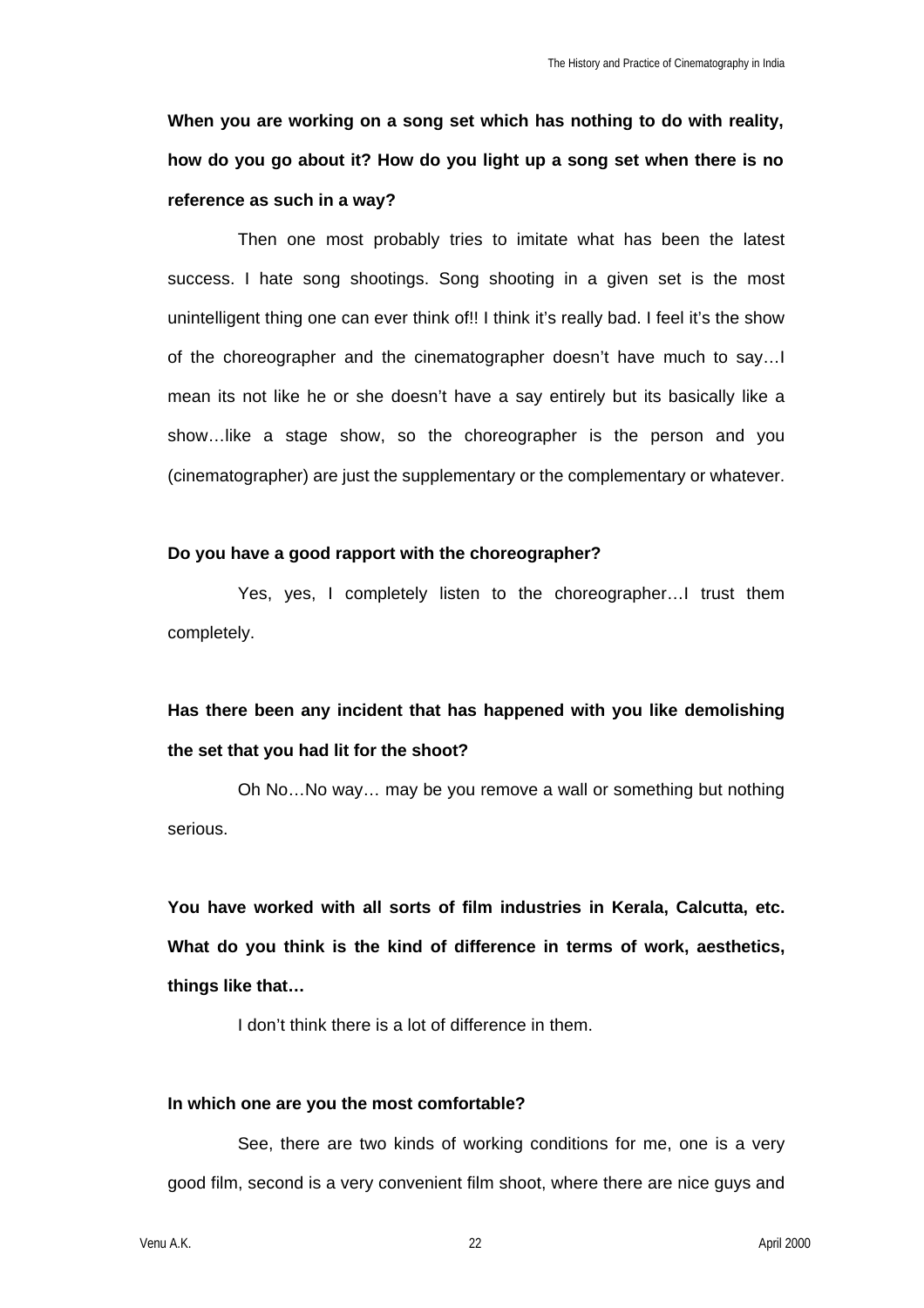**When you are working on a song set which has nothing to do with reality, how do you go about it? How do you light up a song set when there is no reference as such in a way?**

Then one most probably tries to imitate what has been the latest success. I hate song shootings. Song shooting in a given set is the most unintelligent thing one can ever think of!! I think it's really bad. I feel it's the show of the choreographer and the cinematographer doesn't have much to say…I mean its not like he or she doesn't have a say entirely but its basically like a show…like a stage show, so the choreographer is the person and you (cinematographer) are just the supplementary or the complementary or whatever.

**Do you have a good rapport with the choreographer?**

Yes, yes, I completely listen to the choreographer…I trust them completely.

**Has there been any incident that has happened with you like demolishing the set that you had lit for the shoot?**

Oh No…No way… may be you remove a wall or something but nothing serious.

**You have worked with all sorts of film industries in Kerala, Calcutta, etc. What do you think is the kind of difference in terms of work, aesthetics, things like that…**

I don't think there is a lot of difference in them.

**In which one are you the most comfortable?**

See, there are two kinds of working conditions for me, one is a very good film, second is a very convenient film shoot, where there are nice guys and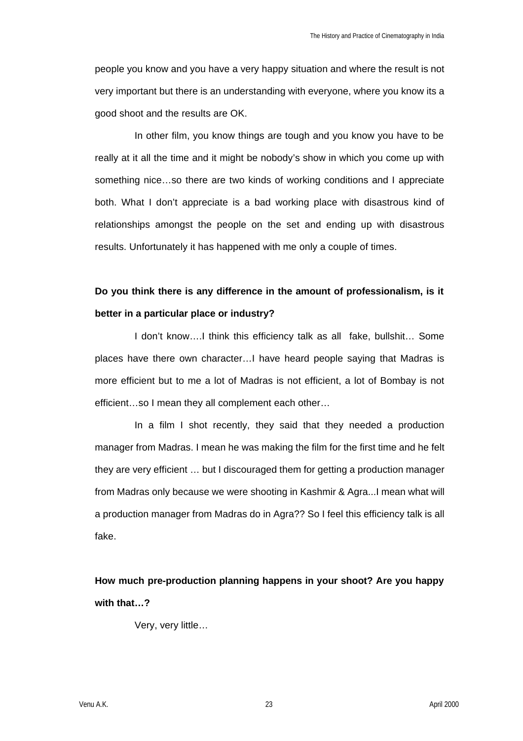people you know and you have a very happy situation and where the result is not very important but there is an understanding with everyone, where you know its a good shoot and the results are OK.

In other film, you know things are tough and you know you have to be really at it all the time and it might be nobody's show in which you come up with something nice…so there are two kinds of working conditions and I appreciate both. What I don't appreciate is a bad working place with disastrous kind of relationships amongst the people on the set and ending up with disastrous results. Unfortunately it has happened with me only a couple of times.

**Do you think there is any difference in the amount of professionalism, is it better in a particular place or industry?**

I don't know….I think this efficiency talk as all fake, bullshit… Some places have there own character…I have heard people saying that Madras is more efficient but to me a lot of Madras is not efficient, a lot of Bombay is not efficient…so I mean they all complement each other…

In a film I shot recently, they said that they needed a production manager from Madras. I mean he was making the film for the first time and he felt they are very efficient … but I discouraged them for getting a production manager from Madras only because we were shooting in Kashmir & Agra...I mean what will a production manager from Madras do in Agra?? So I feel this efficiency talk is all fake.

**How much pre-production planning happens in your shoot? Are you happy with that…?**

Very, very little…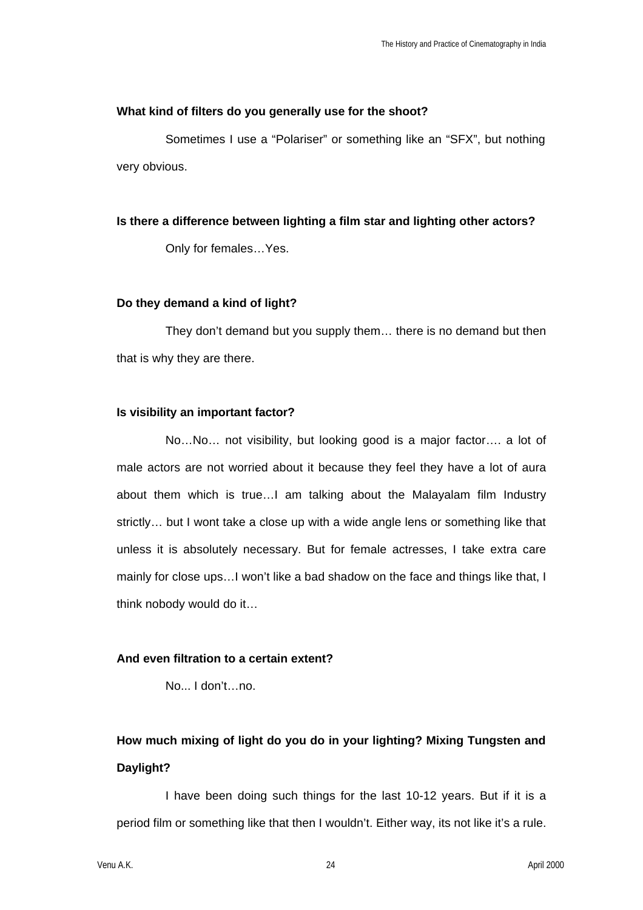**What kind of filters do you generally use for the shoot?**

Sometimes I use a "Polariser" or something like an "SFX", but nothing very obvious.

**Is there a difference between lighting a film star and lighting other actors?**

Only for females…Yes.

**Do they demand a kind of light?**

They don't demand but you supply them… there is no demand but then that is why they are there.

**Is visibility an important factor?**

No…No… not visibility, but looking good is a major factor…. a lot of male actors are not worried about it because they feel they have a lot of aura about them which is true…I am talking about the Malayalam film Industry strictly… but I wont take a close up with a wide angle lens or something like that unless it is absolutely necessary. But for female actresses, I take extra care mainly for close ups…I won't like a bad shadow on the face and things like that, I think nobody would do it…

**And even filtration to a certain extent?**

No... I don't…no.

**How much mixing of light do you do in your lighting? Mixing Tungsten and Daylight?**

I have been doing such things for the last 10-12 years. But if it is a period film or something like that then I wouldn't. Either way, its not like it's a rule.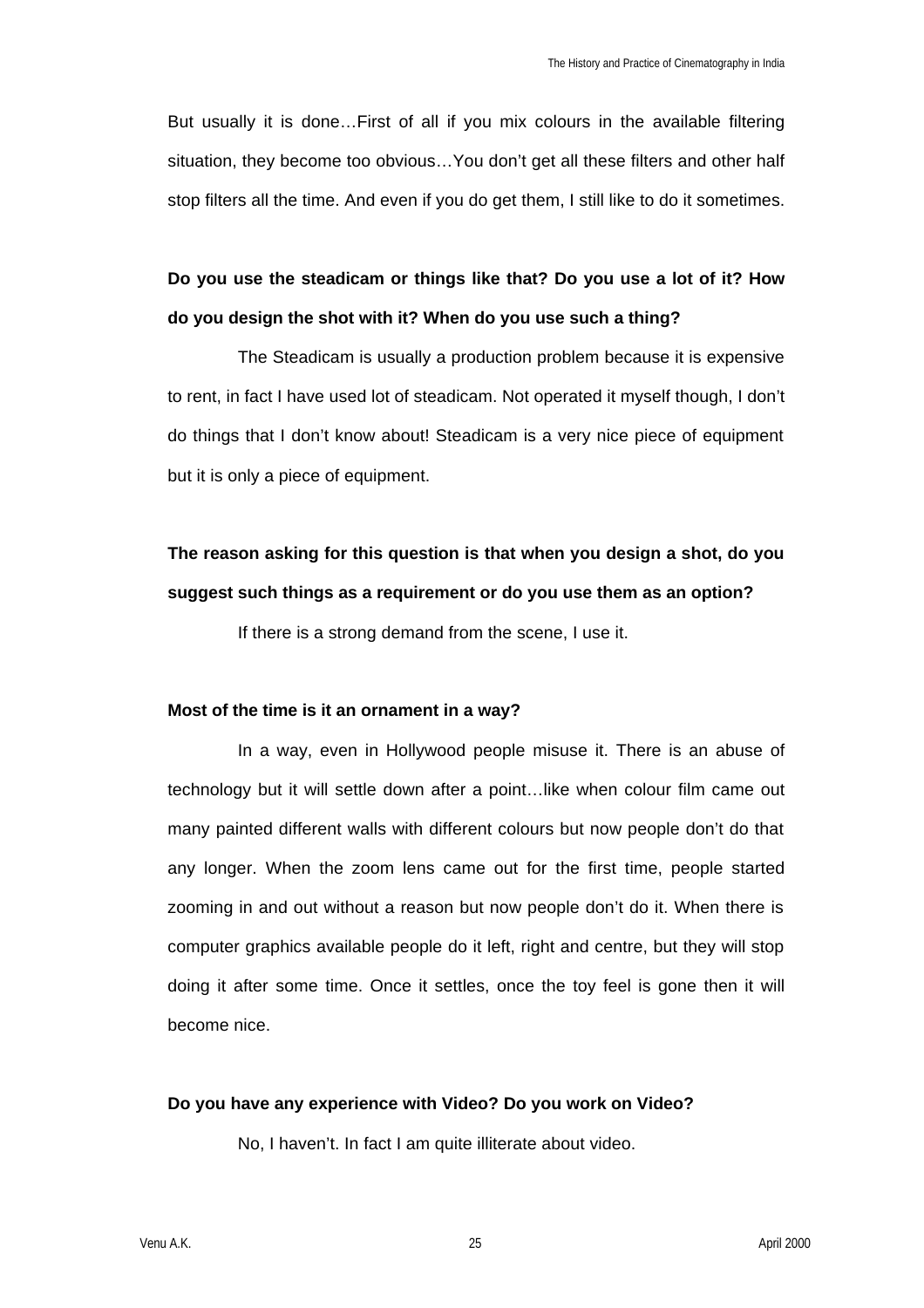But usually it is done…First of all if you mix colours in the available filtering situation, they become too obvious…You don't get all these filters and other half stop filters all the time. And even if you do get them, I still like to do it sometimes.

**Do you use the steadicam or things like that? Do you use a lot of it? How do you design the shot with it? When do you use such a thing?**

The Steadicam is usually a production problem because it is expensive to rent, in fact I have used lot of steadicam. Not operated it myself though, I don't do things that I don't know about! Steadicam is a very nice piece of equipment but it is only a piece of equipment.

**The reason asking for this question is that when you design a shot, do you suggest such things as a requirement or do you use them as an option?**

If there is a strong demand from the scene, I use it.

**Most of the time is it an ornament in a way?**

In a way, even in Hollywood people misuse it. There is an abuse of technology but it will settle down after a point…like when colour film came out many painted different walls with different colours but now people don't do that any longer. When the zoom lens came out for the first time, people started zooming in and out without a reason but now people don't do it. When there is computer graphics available people do it left, right and centre, but they will stop doing it after some time. Once it settles, once the toy feel is gone then it will become nice.

**Do you have any experience with Video? Do you work on Video?**

No, I haven't. In fact I am quite illiterate about video.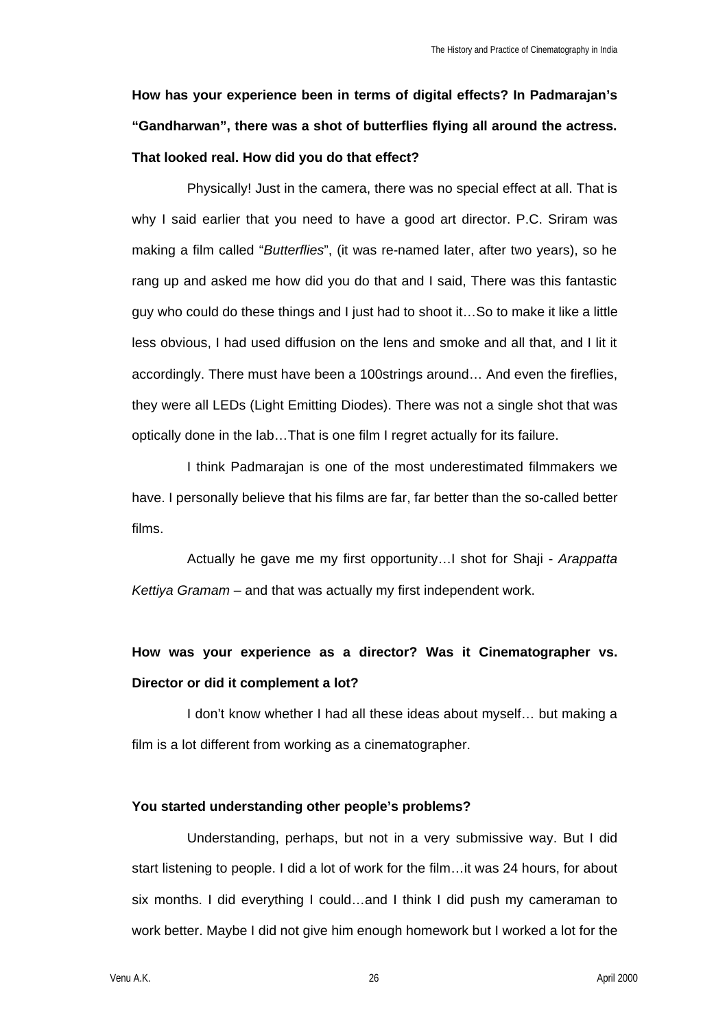**How has your experience been in terms of digital effects? In Padmarajan's "Gandharwan", there was a shot of butterflies flying all around the actress. That looked real. How did you do that effect?**

Physically! Just in the camera, there was no special effect at all. That is why I said earlier that you need to have a good art director. P.C. Sriram was making a film called "*Butterflies*", (it was re-named later, after two years), so he rang up and asked me how did you do that and I said, There was this fantastic guy who could do these things and I just had to shoot it…So to make it like a little less obvious, I had used diffusion on the lens and smoke and all that, and I lit it accordingly. There must have been a 100strings around… And even the fireflies, they were all LEDs (Light Emitting Diodes). There was not a single shot that was optically done in the lab…That is one film I regret actually for its failure.

I think Padmarajan is one of the most underestimated filmmakers we have. I personally believe that his films are far, far better than the so-called better films.

Actually he gave me my first opportunity…I shot for Shaji - *Arappatta Kettiya Gramam* – and that was actually my first independent work.

**How was your experience as a director? Was it Cinematographer vs. Director or did it complement a lot?**

I don't know whether I had all these ideas about myself… but making a film is a lot different from working as a cinematographer.

**You started understanding other people's problems?**

Understanding, perhaps, but not in a very submissive way. But I did start listening to people. I did a lot of work for the film…it was 24 hours, for about six months. I did everything I could…and I think I did push my cameraman to work better. Maybe I did not give him enough homework but I worked a lot for the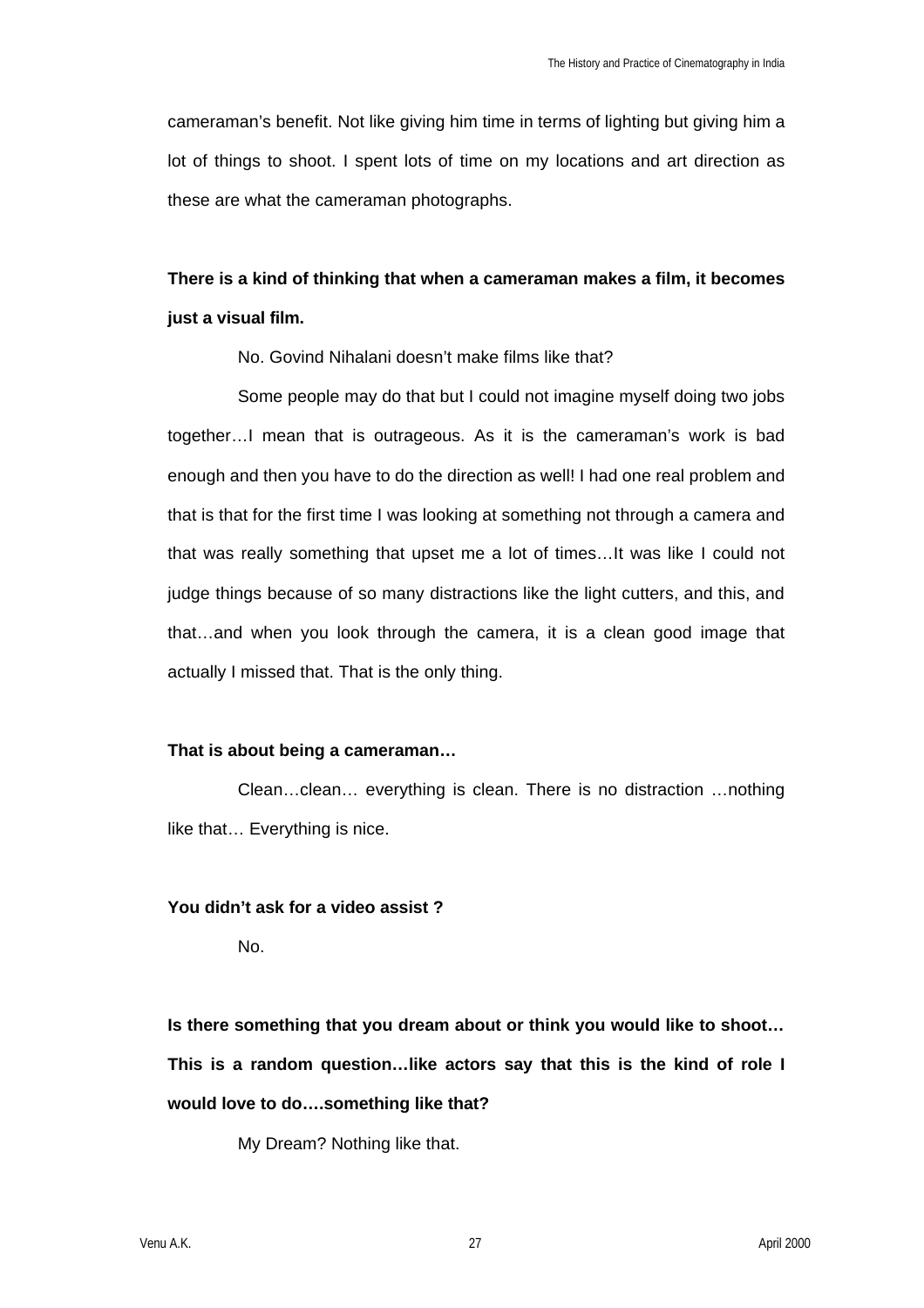cameraman's benefit. Not like giving him time in terms of lighting but giving him a lot of things to shoot. I spent lots of time on my locations and art direction as these are what the cameraman photographs.

**There is a kind of thinking that when a cameraman makes a film, it becomes just a visual film.**

No. Govind Nihalani doesn't make films like that?

Some people may do that but I could not imagine myself doing two jobs together…I mean that is outrageous. As it is the cameraman's work is bad enough and then you have to do the direction as well! I had one real problem and that is that for the first time I was looking at something not through a camera and that was really something that upset me a lot of times…It was like I could not judge things because of so many distractions like the light cutters, and this, and that…and when you look through the camera, it is a clean good image that actually I missed that. That is the only thing.

**That is about being a cameraman…**

Clean…clean… everything is clean. There is no distraction …nothing like that… Everything is nice.

**You didn't ask for a video assist ?**

No.

**Is there something that you dream about or think you would like to shoot… This is a random question…like actors say that this is the kind of role I would love to do….something like that?**

My Dream? Nothing like that.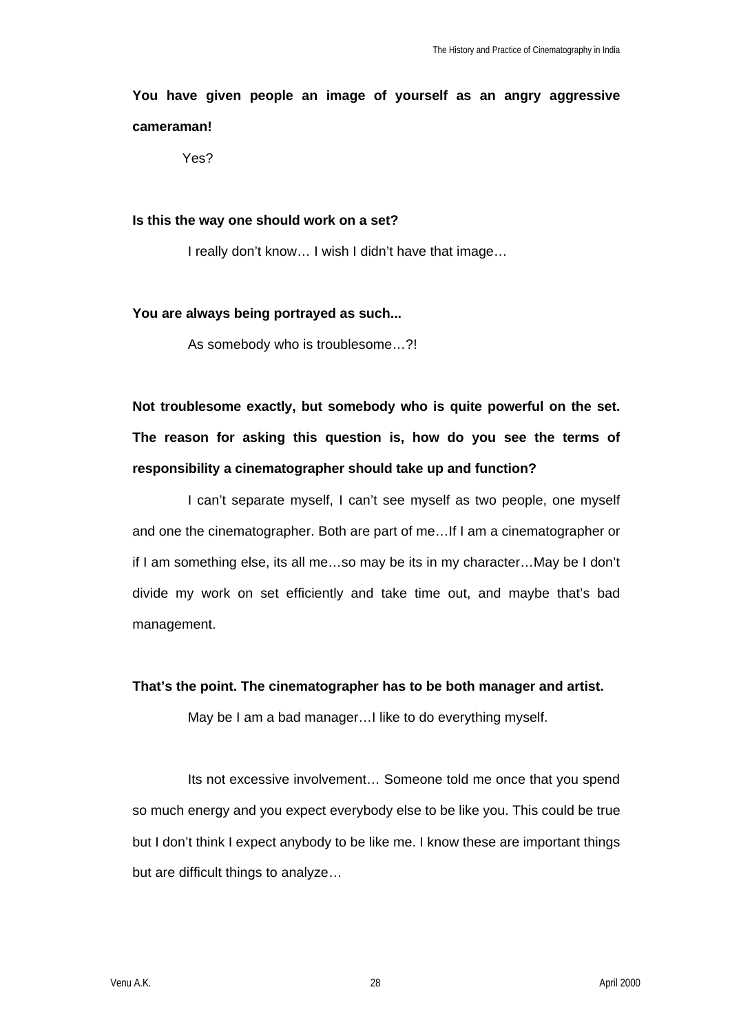**You have given people an image of yourself as an angry aggressive cameraman!**

Yes?

**Is this the way one should work on a set?**

I really don't know… I wish I didn't have that image…

**You are always being portrayed as such...**

As somebody who is troublesome…?!

**Not troublesome exactly, but somebody who is quite powerful on the set. The reason for asking this question is, how do you see the terms of responsibility a cinematographer should take up and function?**

I can't separate myself, I can't see myself as two people, one myself and one the cinematographer. Both are part of me…If I am a cinematographer or if I am something else, its all me…so may be its in my character…May be I don't divide my work on set efficiently and take time out, and maybe that's bad management.

**That's the point. The cinematographer has to be both manager and artist.**

May be I am a bad manager…I like to do everything myself.

Its not excessive involvement… Someone told me once that you spend so much energy and you expect everybody else to be like you. This could be true but I don't think I expect anybody to be like me. I know these are important things but are difficult things to analyze…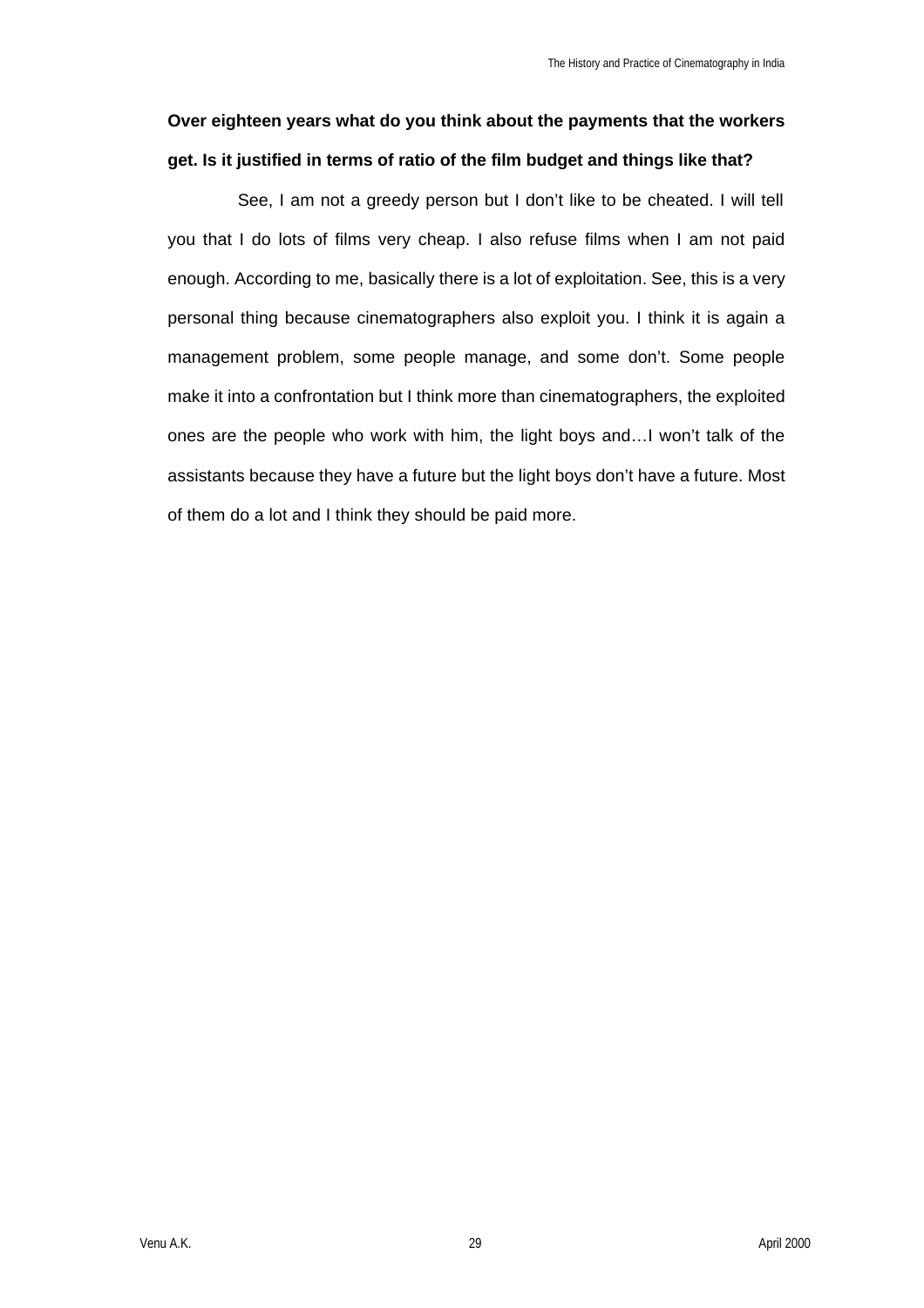**Over eighteen years what do you think about the payments that the workers get. Is it justified in terms of ratio of the film budget and things like that?**

See, I am not a greedy person but I don't like to be cheated. I will tell you that I do lots of films very cheap. I also refuse films when I am not paid enough. According to me, basically there is a lot of exploitation. See, this is a very personal thing because cinematographers also exploit you. I think it is again a management problem, some people manage, and some don't. Some people make it into a confrontation but I think more than cinematographers, the exploited ones are the people who work with him, the light boys and…I won't talk of the assistants because they have a future but the light boys don't have a future. Most of them do a lot and I think they should be paid more.